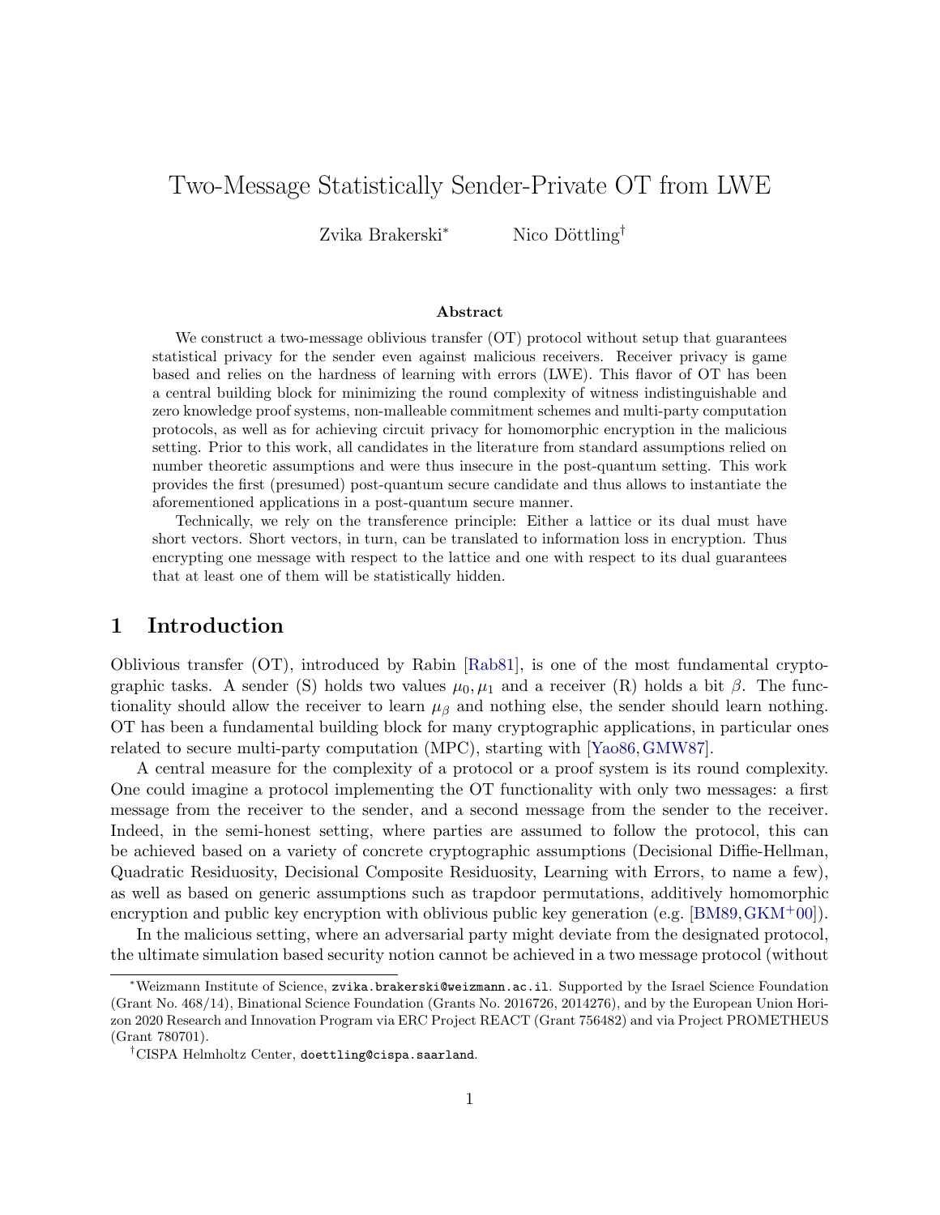# Two-Message Statistically Sender-Private OT from LWE

Zvika Brakerski[*] Nico Döttling[†]

### Abstract

We construct a two-message oblivious transfer (OT) protocol without setup that guarantees statistical privacy for the sender even against malicious receivers. Receiver privacy is game based and relies on the hardness of learning with errors (LWE). This flavor of OT has been a central building block for minimizing the round complexity of witness indistinguishable and zero knowledge proof systems, non-malleable commitment schemes and multi-party computation protocols, as well as for achieving circuit privacy for homomorphic encryption in the malicious setting. Prior to this work, all candidates in the literature from standard assumptions relied on number theoretic assumptions and were thus insecure in the post-quantum setting. This work provides the first (presumed) post-quantum secure candidate and thus allows to instantiate the aforementioned applications in a post-quantum secure manner.

Technically, we rely on the transference principle: Either a lattice or its dual must have short vectors. Short vectors, in turn, can be translated to information loss in encryption. Thus encrypting one message with respect to the lattice and one with respect to its dual guarantees that at least one of them will be statistically hidden.

## 1 Introduction

Oblivious transfer (OT), introduced by Rabin [Rab81], is one of the most fundamental cryptographic tasks. A sender (S) holds two values $\mu_0, \mu_1$ and a receiver (R) holds a bit $\beta$. The functionality should allow the receiver to learn $\mu_\beta$ and nothing else, the sender should learn nothing. OT has been a fundamental building block for many cryptographic applications, in particular ones related to secure multi-party computation (MPC), starting with [Yao86, GMW87].

A central measure for the complexity of a protocol or a proof system is its round complexity. One could imagine a protocol implementing the OT functionality with only two messages: a first message from the receiver to the sender, and a second message from the sender to the receiver. Indeed, in the semi-honest setting, where parties are assumed to follow the protocol, this can be achieved based on a variety of concrete cryptographic assumptions (Decisional Diffie-Hellman, Quadratic Residuosity, Decisional Composite Residuosity, Learning with Errors, to name a few), as well as based on generic assumptions such as trapdoor permutations, additively homomorphic encryption and public key encryption with oblivious public key generation (e.g. [BM89, GKM+00]).

In the malicious setting, where an adversarial party might deviate from the designated protocol, the ultimate simulation based security notion cannot be achieved in a two message protocol (without

---

[*] Weizmann Institute of Science, zvika.brakerski@weizmann.ac.il. Supported by the Israel Science Foundation (Grant No. 468/14), Binational Science Foundation (Grants No. 2016726, 2014276), and by the European Union Horizon 2020 Research and Innovation Program via ERC Project REACT (Grant 756482) and via Project PROMETHEUS (Grant 780701).

[†] CISPA Helmholtz Center, doettling@cispa.saarland.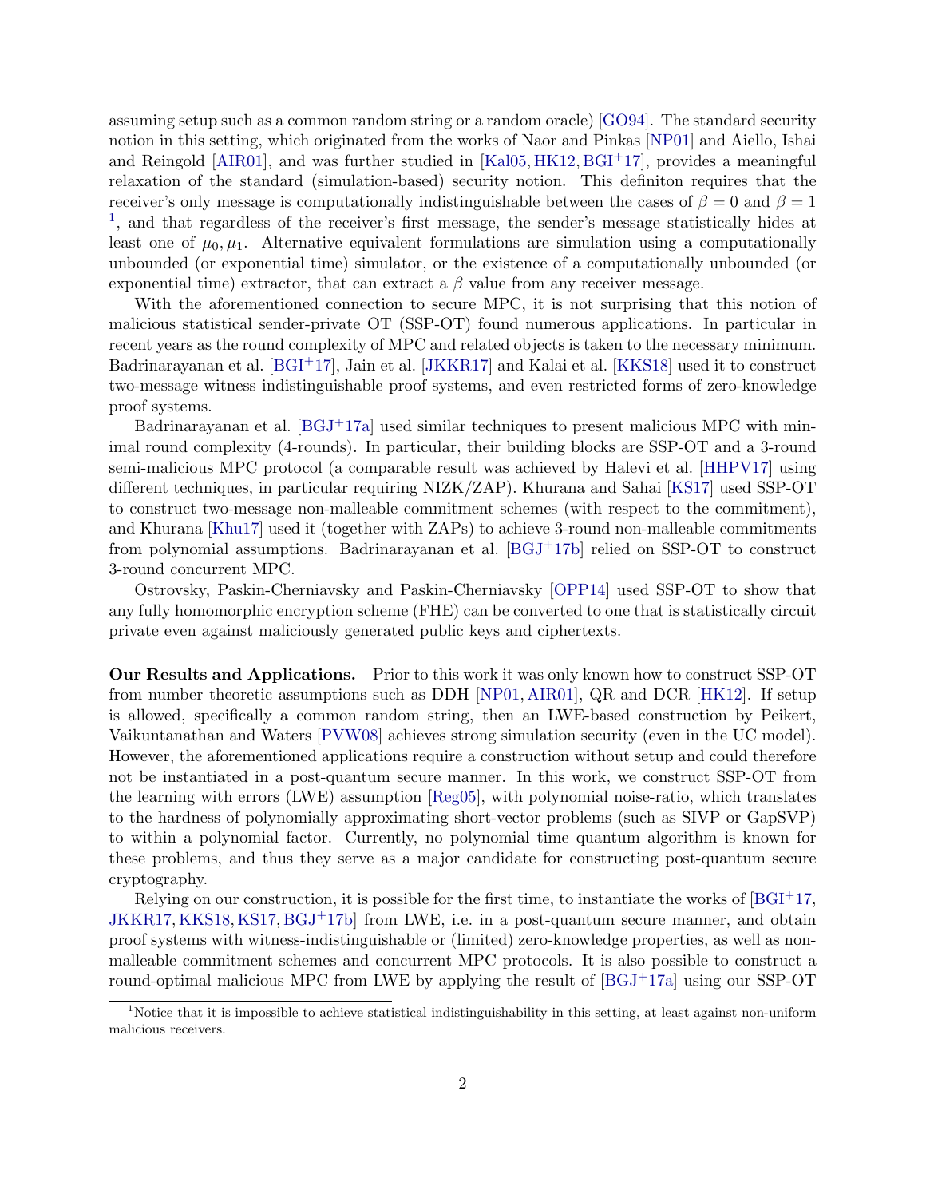assuming setup such as a common random string or a random oracle) [GO94]. The standard security notion in this setting, which originated from the works of Naor and Pinkas [NP01] and Aiello, Ishai and Reingold [AIR01], and was further studied in [Kal05, HK12, BGI+17], provides a meaningful relaxation of the standard (simulation-based) security notion. This definiton requires that the receiver's only message is computationally indistinguishable between the cases of $\beta = 0$ and $\beta = 1$ [1], and that regardless of the receiver's first message, the sender's message statistically hides at least one of $\mu_0, \mu_1$. Alternative equivalent formulations are simulation using a computationally unbounded (or exponential time) simulator, or the existence of a computationally unbounded (or exponential time) extractor, that can extract a $\beta$ value from any receiver message.

With the aforementioned connection to secure MPC, it is not surprising that this notion of malicious statistical sender-private OT (SSP-OT) found numerous applications. In particular in recent years as the round complexity of MPC and related objects is taken to the necessary minimum. Badrinarayanan et al. [BGI+17], Jain et al. [JKKR17] and Kalai et al. [KKS18] used it to construct two-message witness indistinguishable proof systems, and even restricted forms of zero-knowledge proof systems.

Badrinarayanan et al. [BGJ+17a] used similar techniques to present malicious MPC with minimal round complexity (4-rounds). In particular, their building blocks are SSP-OT and a 3-round semi-malicious MPC protocol (a comparable result was achieved by Halevi et al. [HHPV17] using different techniques, in particular requiring NIZK/ZAP). Khurana and Sahai [KS17] used SSP-OT to construct two-message non-malleable commitment schemes (with respect to the commitment), and Khurana [Khu17] used it (together with ZAPs) to achieve 3-round non-malleable commitments from polynomial assumptions. Badrinarayanan et al. [BGJ+17b] relied on SSP-OT to construct 3-round concurrent MPC.

Ostrovsky, Paskin-Cherniavsky and Paskin-Cherniavsky [OPP14] used SSP-OT to show that any fully homomorphic encryption scheme (FHE) can be converted to one that is statistically circuit private even against maliciously generated public keys and ciphertexts.

**Our Results and Applications.** Prior to this work it was only known how to construct SSP-OT from number theoretic assumptions such as DDH [NP01, AIR01], QR and DCR [HK12]. If setup is allowed, specifically a common random string, then an LWE-based construction by Peikert, Vaikuntanathan and Waters [PVW08] achieves strong simulation security (even in the UC model). However, the aforementioned applications require a construction without setup and could therefore not be instantiated in a post-quantum secure manner. In this work, we construct SSP-OT from the learning with errors (LWE) assumption [Reg05], with polynomial noise-ratio, which translates to the hardness of polynomially approximating short-vector problems (such as SIVP or GapSVP) to within a polynomial factor. Currently, no polynomial time quantum algorithm is known for these problems, and thus they serve as a major candidate for constructing post-quantum secure cryptography.

Relying on our construction, it is possible for the first time, to instantiate the works of [BGI+17, JKKR17, KKS18, KS17, BGJ+17b] from LWE, i.e. in a post-quantum secure manner, and obtain proof systems with witness-indistinguishable or (limited) zero-knowledge properties, as well as non-malleable commitment schemes and concurrent MPC protocols. It is also possible to construct a round-optimal malicious MPC from LWE by applying the result of [BGJ+17a] using our SSP-OT

[1] Notice that it is impossible to achieve statistical indistinguishability in this setting, at least against non-uniform malicious receivers.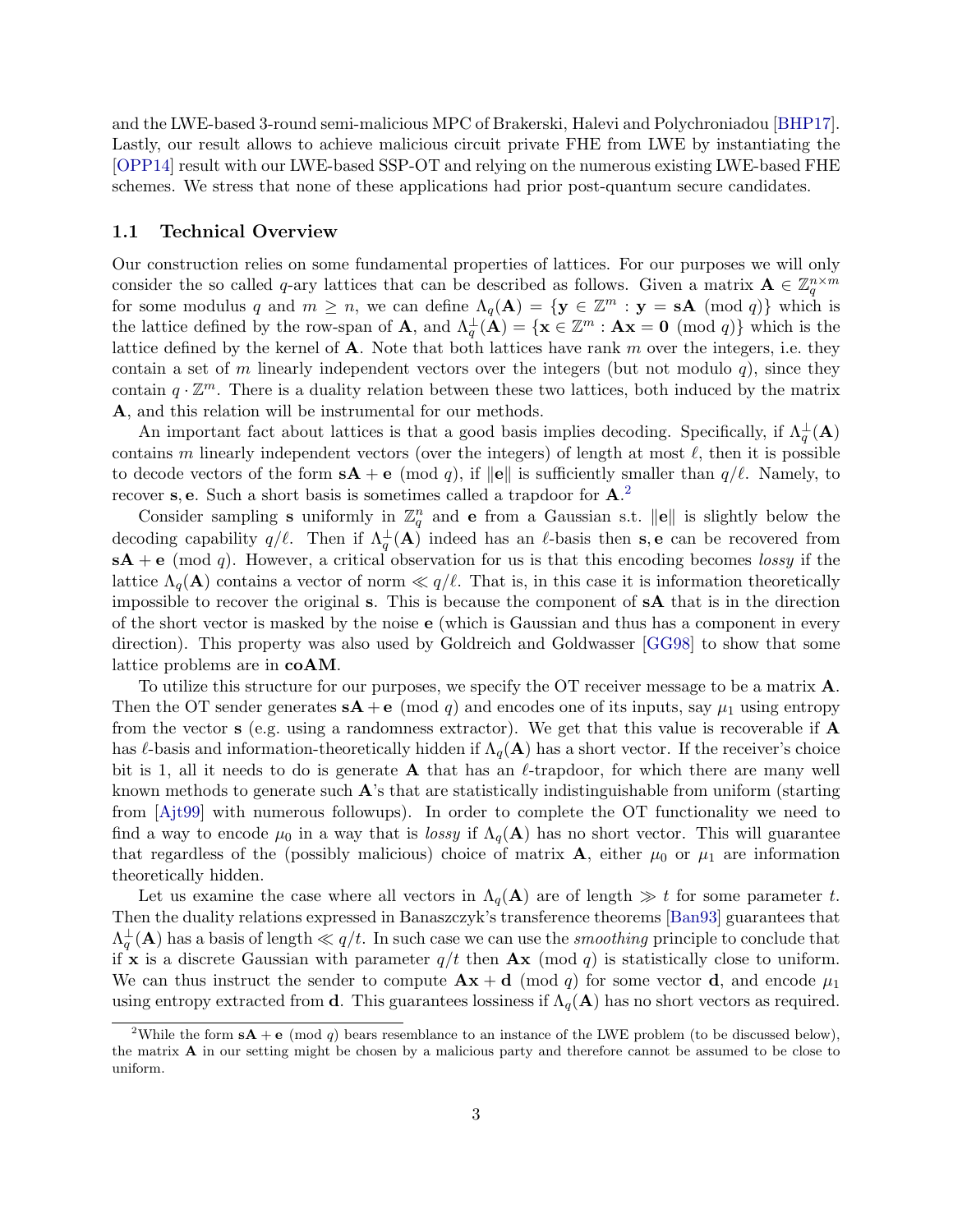and the LWE-based 3-round semi-malicious MPC of Brakerski, Halevi and Polychroniadou [BHP17]. Lastly, our result allows to achieve malicious circuit private FHE from LWE by instantiating the [OPP14] result with our LWE-based SSP-OT and relying on the numerous existing LWE-based FHE schemes. We stress that none of these applications had prior post-quantum secure candidates.

## 1.1 Technical Overview

Our construction relies on some fundamental properties of lattices. For our purposes we will only consider the so called $q$-ary lattices that can be described as follows. Given a matrix $\mathbf{A} \in \mathbb{Z}_q^{n\times m}$ for some modulus $q$ and $m \geq n$, we can define $\Lambda_q(\mathbf{A}) = \{\mathbf{y} \in \mathbb{Z}^m : \mathbf{y} = \mathbf{sA} \pmod q\}$ which is the lattice defined by the row-span of $\mathbf{A}$, and $\Lambda_q^\perp(\mathbf{A}) = \{\mathbf{x} \in \mathbb{Z}^m : \mathbf{Ax} = \mathbf{0} \pmod q\}$ which is the lattice defined by the kernel of $\mathbf{A}$. Note that both lattices have rank $m$ over the integers, i.e. they contain a set of $m$ linearly independent vectors over the integers (but not modulo $q$), since they contain $q \cdot \mathbb{Z}^m$. There is a duality relation between these two lattices, both induced by the matrix $\mathbf{A}$, and this relation will be instrumental for our methods.

An important fact about lattices is that a good basis implies decoding. Specifically, if $\Lambda_q^\perp(\mathbf{A})$ contains $m$ linearly independent vectors (over the integers) of length at most $\ell$, then it is possible to decode vectors of the form $\mathbf{sA} + \mathbf{e} \pmod q$, if $\|\mathbf{e}\|$ is sufficiently smaller than $q/\ell$. Namely, to recover $\mathbf{s}, \mathbf{e}$. Such a short basis is sometimes called a trapdoor for $\mathbf{A}$.[2]

Consider sampling $\mathbf{s}$ uniformly in $\mathbb{Z}_q^n$ and $\mathbf{e}$ from a Gaussian s.t. $\|\mathbf{e}\|$ is slightly below the decoding capability $q/\ell$. Then if $\Lambda_q^\perp(\mathbf{A})$ indeed has an $\ell$-basis then $\mathbf{s}, \mathbf{e}$ can be recovered from $\mathbf{sA} + \mathbf{e} \pmod q$. However, a critical observation for us is that this encoding becomes *lossy* if the lattice $\Lambda_q(\mathbf{A})$ contains a vector of norm $\ll q/\ell$. That is, in this case it is information theoretically impossible to recover the original $\mathbf{s}$. This is because the component of $\mathbf{sA}$ that is in the direction of the short vector is masked by the noise $\mathbf{e}$ (which is Gaussian and thus has a component in every direction). This property was also used by Goldreich and Goldwasser [GG98] to show that some lattice problems are in **coAM**.

To utilize this structure for our purposes, we specify the OT receiver message to be a matrix $\mathbf{A}$. Then the OT sender generates $\mathbf{sA} + \mathbf{e} \pmod q$ and encodes one of its inputs, say $\mu_1$ using entropy from the vector $\mathbf{s}$ (e.g. using a randomness extractor). We get that this value is recoverable if $\mathbf{A}$ has $\ell$-basis and information-theoretically hidden if $\Lambda_q(\mathbf{A})$ has a short vector. If the receiver's choice bit is 1, all it needs to do is generate $\mathbf{A}$ that has an $\ell$-trapdoor, for which there are many well known methods to generate such $\mathbf{A}$'s that are statistically indistinguishable from uniform (starting from [Ajt99] with numerous followups). In order to complete the OT functionality we need to find a way to encode $\mu_0$ in a way that is *lossy* if $\Lambda_q(\mathbf{A})$ has no short vector. This will guarantee that regardless of the (possibly malicious) choice of matrix $\mathbf{A}$, either $\mu_0$ or $\mu_1$ are information theoretically hidden.

Let us examine the case where all vectors in $\Lambda_q(\mathbf{A})$ are of length $\gg t$ for some parameter $t$. Then the duality relations expressed in Banaszczyk's transference theorems [Ban93] guarantees that $\Lambda_q^\perp(\mathbf{A})$ has a basis of length $\ll q/t$. In such case we can use the *smoothing* principle to conclude that if $\mathbf{x}$ is a discrete Gaussian with parameter $q/t$ then $\mathbf{Ax} \pmod q$ is statistically close to uniform. We can thus instruct the sender to compute $\mathbf{Ax} + \mathbf{d} \pmod q$ for some vector $\mathbf{d}$, and encode $\mu_1$ using entropy extracted from $\mathbf{d}$. This guarantees lossiness if $\Lambda_q(\mathbf{A})$ has no short vectors as required.

[2] While the form $\mathbf{sA} + \mathbf{e} \pmod q$ bears resemblance to an instance of the LWE problem (to be discussed below), the matrix $\mathbf{A}$ in our setting might be chosen by a malicious party and therefore cannot be assumed to be close to uniform.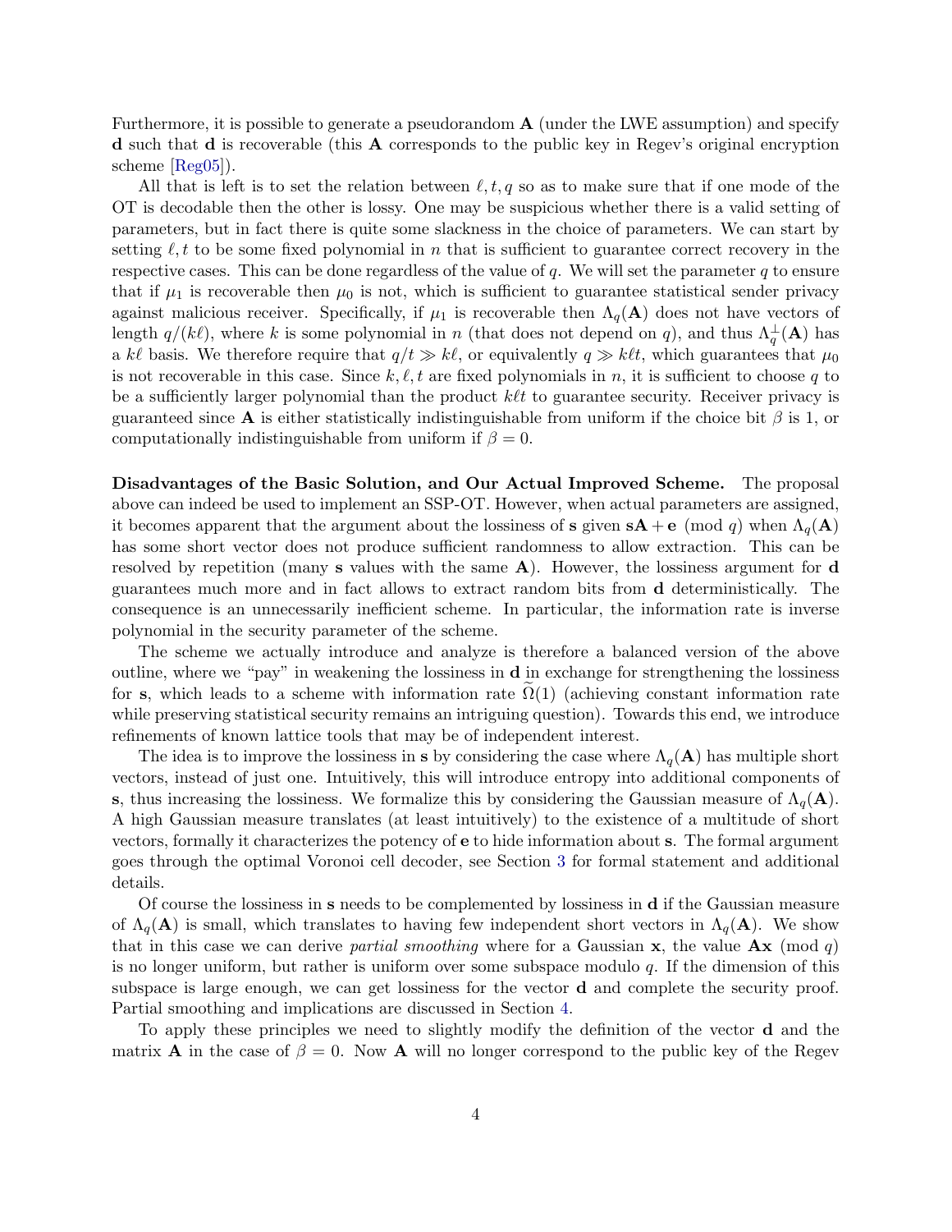Furthermore, it is possible to generate a pseudorandom $\mathbf{A}$ (under the LWE assumption) and specify $\mathbf{d}$ such that $\mathbf{d}$ is recoverable (this $\mathbf{A}$ corresponds to the public key in Regev's original encryption scheme [Reg05]).

All that is left is to set the relation between $\ell, t, q$ so as to make sure that if one mode of the OT is decodable then the other is lossy. One may be suspicious whether there is a valid setting of parameters, but in fact there is quite some slackness in the choice of parameters. We can start by setting $\ell, t$ to be some fixed polynomial in $n$ that is sufficient to guarantee correct recovery in the respective cases. This can be done regardless of the value of $q$. We will set the parameter $q$ to ensure that if $\mu_1$ is recoverable then $\mu_0$ is not, which is sufficient to guarantee statistical sender privacy against malicious receiver. Specifically, if $\mu_1$ is recoverable then $\Lambda_q(\mathbf{A})$ does not have vectors of length $q/(k\ell)$, where $k$ is some polynomial in $n$ (that does not depend on $q$), and thus $\Lambda_q^{\perp}(\mathbf{A})$ has a $k\ell$ basis. We therefore require that $q/t \gg k\ell$, or equivalently $q \gg k\ell t$, which guarantees that $\mu_0$ is not recoverable in this case. Since $k, \ell, t$ are fixed polynomials in $n$, it is sufficient to choose $q$ to be a sufficiently larger polynomial than the product $k\ell t$ to guarantee security. Receiver privacy is guaranteed since $\mathbf{A}$ is either statistically indistinguishable from uniform if the choice bit $\beta$ is 1, or computationally indistinguishable from uniform if $\beta = 0$.

**Disadvantages of the Basic Solution, and Our Actual Improved Scheme.** The proposal above can indeed be used to implement an SSP-OT. However, when actual parameters are assigned, it becomes apparent that the argument about the lossiness of $\mathbf{s}$ given $\mathbf{sA} + \mathbf{e} \pmod q$ when $\Lambda_q(\mathbf{A})$ has some short vector does not produce sufficient randomness to allow extraction. This can be resolved by repetition (many $\mathbf{s}$ values with the same $\mathbf{A}$). However, the lossiness argument for $\mathbf{d}$ guarantees much more and in fact allows to extract random bits from $\mathbf{d}$ deterministically. The consequence is an unnecessarily inefficient scheme. In particular, the information rate is inverse polynomial in the security parameter of the scheme.

The scheme we actually introduce and analyze is therefore a balanced version of the above outline, where we "pay" in weakening the lossiness in $\mathbf{d}$ in exchange for strengthening the lossiness for $\mathbf{s}$, which leads to a scheme with information rate $\widetilde{\Omega}(1)$ (achieving constant information rate while preserving statistical security remains an intriguing question). Towards this end, we introduce refinements of known lattice tools that may be of independent interest.

The idea is to improve the lossiness in $\mathbf{s}$ by considering the case where $\Lambda_q(\mathbf{A})$ has multiple short vectors, instead of just one. Intuitively, this will introduce entropy into additional components of $\mathbf{s}$, thus increasing the lossiness. We formalize this by considering the Gaussian measure of $\Lambda_q(\mathbf{A})$. A high Gaussian measure translates (at least intuitively) to the existence of a multitude of short vectors, formally it characterizes the potency of $\mathbf{e}$ to hide information about $\mathbf{s}$. The formal argument goes through the optimal Voronoi cell decoder, see Section 3 for formal statement and additional details.

Of course the lossiness in $\mathbf{s}$ needs to be complemented by lossiness in $\mathbf{d}$ if the Gaussian measure of $\Lambda_q(\mathbf{A})$ is small, which translates to having few independent short vectors in $\Lambda_q(\mathbf{A})$. We show that in this case we can derive *partial smoothing* where for a Gaussian $\mathbf{x}$, the value $\mathbf{Ax} \pmod q$ is no longer uniform, but rather is uniform over some subspace modulo $q$. If the dimension of this subspace is large enough, we can get lossiness for the vector $\mathbf{d}$ and complete the security proof. Partial smoothing and implications are discussed in Section 4.

To apply these principles we need to slightly modify the definition of the vector $\mathbf{d}$ and the matrix $\mathbf{A}$ in the case of $\beta = 0$. Now $\mathbf{A}$ will no longer correspond to the public key of the Regev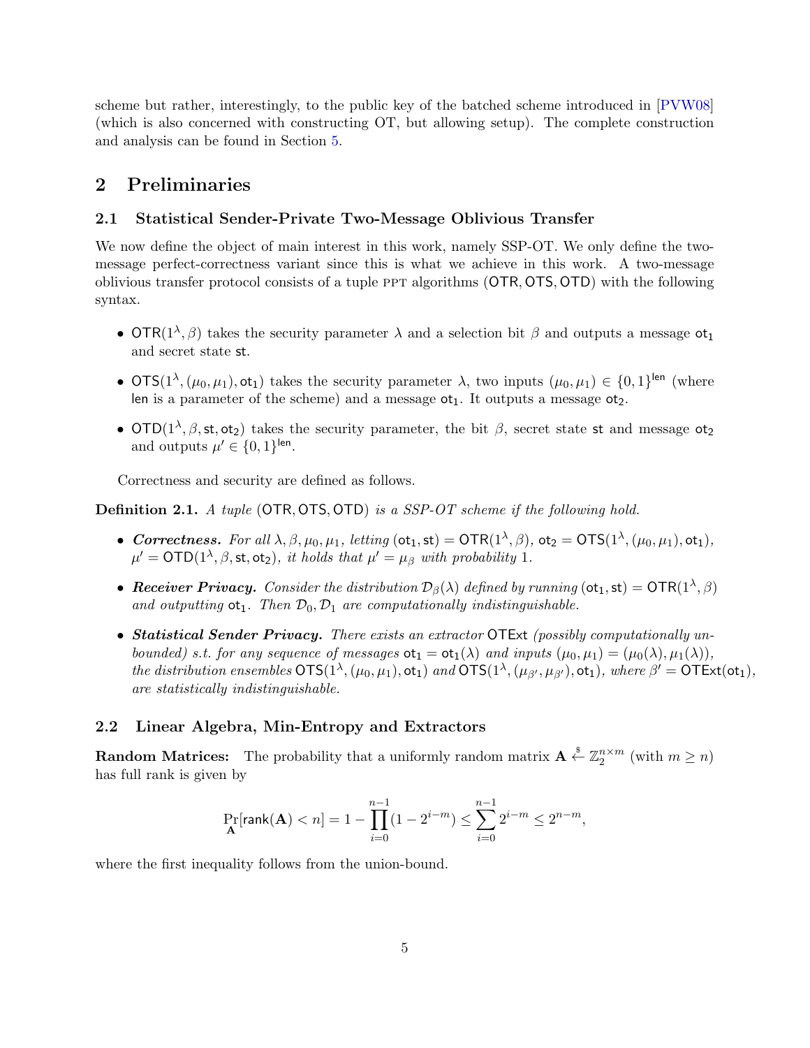scheme but rather, interestingly, to the public key of the batched scheme introduced in [PVW08] (which is also concerned with constructing OT, but allowing setup). The complete construction and analysis can be found in Section 5.

## 2 Preliminaries

### 2.1 Statistical Sender-Private Two-Message Oblivious Transfer

We now define the object of main interest in this work, namely SSP-OT. We only define the two-message perfect-correctness variant since this is what we achieve in this work. A two-message oblivious transfer protocol consists of a tuple PPT algorithms $(\mathsf{OTR}, \mathsf{OTS}, \mathsf{OTD})$ with the following syntax.

- $\mathsf{OTR}(1^\lambda, \beta)$ takes the security parameter $\lambda$ and a selection bit $\beta$ and outputs a message $\mathsf{ot_1}$ and secret state $\mathsf{st}$.
- $\mathsf{OTS}(1^\lambda, (\mu_0, \mu_1), \mathsf{ot_1})$ takes the security parameter $\lambda$, two inputs $(\mu_0, \mu_1) \in \{0,1\}^{\mathsf{len}}$ (where $\mathsf{len}$ is a parameter of the scheme) and a message $\mathsf{ot_1}$. It outputs a message $\mathsf{ot_2}$.
- $\mathsf{OTD}(1^\lambda, \beta, \mathsf{st}, \mathsf{ot_2})$ takes the security parameter, the bit $\beta$, secret state $\mathsf{st}$ and message $\mathsf{ot_2}$ and outputs $\mu' \in \{0,1\}^{\mathsf{len}}$.

Correctness and security are defined as follows.

**Definition 2.1.** *A tuple $(\mathsf{OTR}, \mathsf{OTS}, \mathsf{OTD})$ is a SSP-OT scheme if the following hold.*

- ***Correctness.*** *For all $\lambda, \beta, \mu_0, \mu_1$, letting $(\mathsf{ot_1}, \mathsf{st}) = \mathsf{OTR}(1^\lambda, \beta)$, $\mathsf{ot_2} = \mathsf{OTS}(1^\lambda, (\mu_0, \mu_1), \mathsf{ot_1})$, $\mu' = \mathsf{OTD}(1^\lambda, \beta, \mathsf{st}, \mathsf{ot_2})$, it holds that $\mu' = \mu_\beta$ with probability 1.*
- ***Receiver Privacy.*** *Consider the distribution $\mathcal{D}_\beta(\lambda)$ defined by running $(\mathsf{ot_1}, \mathsf{st}) = \mathsf{OTR}(1^\lambda, \beta)$ and outputting $\mathsf{ot_1}$. Then $\mathcal{D}_0, \mathcal{D}_1$ are computationally indistinguishable.*
- ***Statistical Sender Privacy.*** *There exists an extractor $\mathsf{OTExt}$ (possibly computationally unbounded) s.t. for any sequence of messages $\mathsf{ot_1} = \mathsf{ot_1}(\lambda)$ and inputs $(\mu_0, \mu_1) = (\mu_0(\lambda), \mu_1(\lambda))$, the distribution ensembles $\mathsf{OTS}(1^\lambda, (\mu_0, \mu_1), \mathsf{ot_1})$ and $\mathsf{OTS}(1^\lambda, (\mu_{\beta'}, \mu_{\beta'}), \mathsf{ot_1})$, where $\beta' = \mathsf{OTExt}(\mathsf{ot_1})$, are statistically indistinguishable.*

### 2.2 Linear Algebra, Min-Entropy and Extractors

**Random Matrices:** The probability that a uniformly random matrix $\mathbf{A} \xleftarrow{\$} \mathbb{Z}_2^{n \times m}$ (with $m \geq n$) has full rank is given by

$$\Pr_{\mathbf{A}}[\mathsf{rank}(\mathbf{A}) < n] = 1 - \prod_{i=0}^{n-1}(1 - 2^{i-m}) \leq \sum_{i=0}^{n-1} 2^{i-m} \leq 2^{n-m},$$

where the first inequality follows from the union-bound.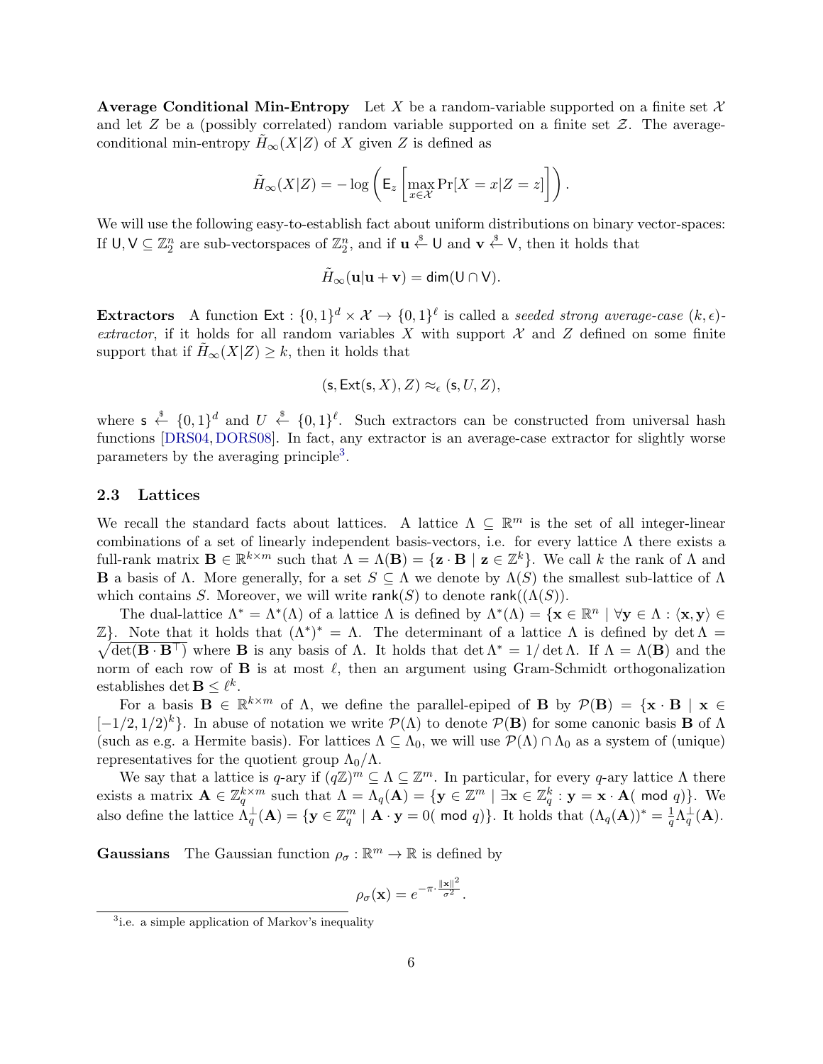**Average Conditional Min-Entropy** Let $X$ be a random-variable supported on a finite set $\mathcal{X}$ and let $Z$ be a (possibly correlated) random variable supported on a finite set $\mathcal{Z}$. The average-conditional min-entropy $\tilde{H}_\infty(X|Z)$ of $X$ given $Z$ is defined as

$$\tilde{H}_\infty(X|Z) = -\log\left(\mathsf{E}_z\left[\max_{x\in\mathcal{X}} \Pr[X = x|Z = z]\right]\right).$$

We will use the following easy-to-establish fact about uniform distributions on binary vector-spaces: If $\mathsf{U}, \mathsf{V} \subseteq \mathbb{Z}_2^n$ are sub-vectorspaces of $\mathbb{Z}_2^n$, and if $\mathbf{u} \xleftarrow{\$} \mathsf{U}$ and $\mathbf{v} \xleftarrow{\$} \mathsf{V}$, then it holds that

$$\tilde{H}_\infty(\mathbf{u}|\mathbf{u} + \mathbf{v}) = \mathsf{dim}(\mathsf{U} \cap \mathsf{V}).$$

**Extractors** A function $\mathsf{Ext} : \{0,1\}^d \times \mathcal{X} \to \{0,1\}^\ell$ is called a *seeded strong average-case* $(k, \epsilon)$-*extractor*, if it holds for all random variables $X$ with support $\mathcal{X}$ and $Z$ defined on some finite support that if $\tilde{H}_\infty(X|Z) \geq k$, then it holds that

$$(\mathsf{s}, \mathsf{Ext}(\mathsf{s}, X), Z) \approx_\epsilon (\mathsf{s}, U, Z),$$

where $\mathsf{s} \xleftarrow{\$} \{0,1\}^d$ and $U \xleftarrow{\$} \{0,1\}^\ell$. Such extractors can be constructed from universal hash functions [DRS04, DORS08]. In fact, any extractor is an average-case extractor for slightly worse parameters by the averaging principle[3].

### 2.3 Lattices

We recall the standard facts about lattices. A lattice $\Lambda \subseteq \mathbb{R}^m$ is the set of all integer-linear combinations of a set of linearly independent basis-vectors, i.e. for every lattice $\Lambda$ there exists a full-rank matrix $\mathbf{B} \in \mathbb{R}^{k\times m}$ such that $\Lambda = \Lambda(\mathbf{B}) = \{\mathbf{z} \cdot \mathbf{B} \mid \mathbf{z} \in \mathbb{Z}^k\}$. We call $k$ the rank of $\Lambda$ and $\mathbf{B}$ a basis of $\Lambda$. More generally, for a set $S \subseteq \Lambda$ we denote by $\Lambda(S)$ the smallest sub-lattice of $\Lambda$ which contains $S$. Moreover, we will write $\mathsf{rank}(S)$ to denote $\mathsf{rank}((\Lambda(S))$.

The dual-lattice $\Lambda^* = \Lambda^*(\Lambda)$ of a lattice $\Lambda$ is defined by $\Lambda^*(\Lambda) = \{\mathbf{x} \in \mathbb{R}^n \mid \forall \mathbf{y} \in \Lambda : \langle \mathbf{x}, \mathbf{y}\rangle \in \mathbb{Z}\}$. Note that it holds that $(\Lambda^*)^* = \Lambda$. The determinant of a lattice $\Lambda$ is defined by $\det \Lambda = \sqrt{\det(\mathbf{B} \cdot \mathbf{B}^\top)}$ where $\mathbf{B}$ is any basis of $\Lambda$. It holds that $\det \Lambda^* = 1/\det \Lambda$. If $\Lambda = \Lambda(\mathbf{B})$ and the norm of each row of $\mathbf{B}$ is at most $\ell$, then an argument using Gram-Schmidt orthogonalization establishes $\det \mathbf{B} \leq \ell^k$.

For a basis $\mathbf{B} \in \mathbb{R}^{k\times m}$ of $\Lambda$, we define the parallel-epiped of $\mathbf{B}$ by $\mathcal{P}(\mathbf{B}) = \{\mathbf{x} \cdot \mathbf{B} \mid \mathbf{x} \in [-1/2, 1/2)^k\}$. In abuse of notation we write $\mathcal{P}(\Lambda)$ to denote $\mathcal{P}(\mathbf{B})$ for some canonic basis $\mathbf{B}$ of $\Lambda$ (such as e.g. a Hermite basis). For lattices $\Lambda \subseteq \Lambda_0$, we will use $\mathcal{P}(\Lambda) \cap \Lambda_0$ as a system of (unique) representatives for the quotient group $\Lambda_0/\Lambda$.

We say that a lattice is $q$-ary if $(q\mathbb{Z})^m \subseteq \Lambda \subseteq \mathbb{Z}^m$. In particular, for every $q$-ary lattice $\Lambda$ there exists a matrix $\mathbf{A} \in \mathbb{Z}_q^{k\times m}$ such that $\Lambda = \Lambda_q(\mathbf{A}) = \{\mathbf{y} \in \mathbb{Z}^m \mid \exists \mathbf{x} \in \mathbb{Z}_q^k : \mathbf{y} = \mathbf{x} \cdot \mathbf{A} (\text{ mod } q)\}$. We also define the lattice $\Lambda_q^\perp(\mathbf{A}) = \{\mathbf{y} \in \mathbb{Z}_q^m \mid \mathbf{A} \cdot \mathbf{y} = 0 (\text{ mod } q)\}$. It holds that $(\Lambda_q(\mathbf{A}))^* = \frac{1}{q}\Lambda_q^\perp(\mathbf{A})$.

**Gaussians** The Gaussian function $\rho_\sigma : \mathbb{R}^m \to \mathbb{R}$ is defined by

$$\rho_\sigma(\mathbf{x}) = e^{-\pi \cdot \frac{\|\mathbf{x}\|^2}{\sigma^2}}.$$

[3] i.e. a simple application of Markov's inequality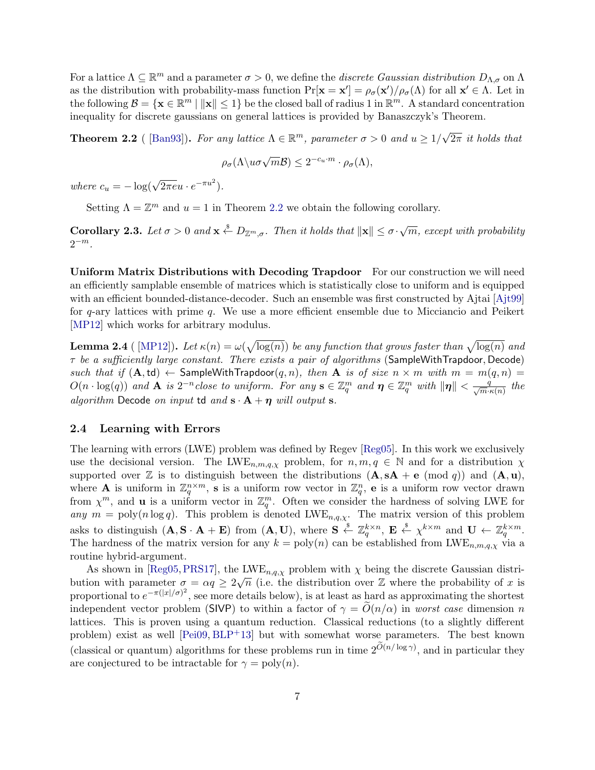For a lattice $\Lambda \subseteq \mathbb{R}^m$ and a parameter $\sigma > 0$, we define the *discrete Gaussian distribution $D_{\Lambda,\sigma}$ on $\Lambda$* as the distribution with probability-mass function $\Pr[\mathbf{x} = \mathbf{x}'] = \rho_\sigma(\mathbf{x}')/\rho_\sigma(\Lambda)$ for all $\mathbf{x}' \in \Lambda$. Let in the following $\mathcal{B} = \{\mathbf{x} \in \mathbb{R}^m \mid \|\mathbf{x}\| \leq 1\}$ be the closed ball of radius 1 in $\mathbb{R}^m$. A standard concentration inequality for discrete gaussians on general lattices is provided by Banaszczyk's Theorem.

**Theorem 2.2** ( [Ban93]). *For any lattice $\Lambda \in \mathbb{R}^m$, parameter $\sigma > 0$ and $u \geq 1/\sqrt{2\pi}$ it holds that*

$$\rho_\sigma(\Lambda \backslash u\sigma\sqrt{m}\mathcal{B}) \leq 2^{-c_u \cdot m} \cdot \rho_\sigma(\Lambda),$$

*where $c_u = -\log(\sqrt{2\pi e}u \cdot e^{-\pi u^2})$.*

Setting $\Lambda = \mathbb{Z}^m$ and $u = 1$ in Theorem 2.2 we obtain the following corollary.

**Corollary 2.3.** *Let $\sigma > 0$ and $\mathbf{x} \xleftarrow{\$} D_{\mathbb{Z}^m,\sigma}$. Then it holds that $\|\mathbf{x}\| \leq \sigma \cdot \sqrt{m}$, except with probability $2^{-m}$.*

**Uniform Matrix Distributions with Decoding Trapdoor** For our construction we will need an efficiently samplable ensemble of matrices which is statistically close to uniform and is equipped with an efficient bounded-distance-decoder. Such an ensemble was first constructed by Ajtai [Ajt99] for $q$-ary lattices with prime $q$. We use a more efficient ensemble due to Micciancio and Peikert [MP12] which works for arbitrary modulus.

**Lemma 2.4** ( [MP12]). *Let $\kappa(n) = \omega(\sqrt{\log(n)})$ be any function that grows faster than $\sqrt{\log(n)}$ and $\tau$ be a sufficiently large constant. There exists a pair of algorithms* (SampleWithTrapdoor, Decode) *such that if* $(\mathbf{A}, \mathsf{td}) \leftarrow \mathsf{SampleWithTrapdoor}(q, n)$*, then $\mathbf{A}$ is of size $n \times m$ with $m = m(q, n) = O(n \cdot \log(q))$ and $\mathbf{A}$ is $2^{-n}$close to uniform. For any $\mathbf{s} \in \mathbb{Z}_q^m$ and $\boldsymbol{\eta} \in \mathbb{Z}_q^m$ with $\|\boldsymbol{\eta}\| < \frac{q}{\sqrt{m} \cdot \kappa(n)}$ the algorithm* Decode *on input* td *and $\mathbf{s} \cdot \mathbf{A} + \boldsymbol{\eta}$ will output $\mathbf{s}$.*

### 2.4 Learning with Errors

The learning with errors (LWE) problem was defined by Regev [Reg05]. In this work we exclusively use the decisional version. The $\mathrm{LWE}_{n,m,q,\chi}$ problem, for $n, m, q \in \mathbb{N}$ and for a distribution $\chi$ supported over $\mathbb{Z}$ is to distinguish between the distributions $(\mathbf{A}, \mathbf{s}\mathbf{A} + \mathbf{e} \pmod q)$ and $(\mathbf{A}, \mathbf{u})$, where $\mathbf{A}$ is uniform in $\mathbb{Z}_q^{n \times m}$, $\mathbf{s}$ is a uniform row vector in $\mathbb{Z}_q^n$, $\mathbf{e}$ is a uniform row vector drawn from $\chi^m$, and $\mathbf{u}$ is a uniform vector in $\mathbb{Z}_q^m$. Often we consider the hardness of solving LWE for *any* $m = \mathrm{poly}(n \log q)$. This problem is denoted $\mathrm{LWE}_{n,q,\chi}$. The matrix version of this problem asks to distinguish $(\mathbf{A}, \mathbf{S} \cdot \mathbf{A} + \mathbf{E})$ from $(\mathbf{A}, \mathbf{U})$, where $\mathbf{S} \xleftarrow{\$} \mathbb{Z}_q^{k \times n}$, $\mathbf{E} \xleftarrow{\$} \chi^{k \times m}$ and $\mathbf{U} \leftarrow \mathbb{Z}_q^{k \times m}$. The hardness of the matrix version for any $k = \mathrm{poly}(n)$ can be established from $\mathrm{LWE}_{n,m,q,\chi}$ via a routine hybrid-argument.

As shown in [Reg05, PRS17], the $\mathrm{LWE}_{n,q,\chi}$ problem with $\chi$ being the discrete Gaussian distribution with parameter $\sigma = \alpha q \geq 2\sqrt{n}$ (i.e. the distribution over $\mathbb{Z}$ where the probability of $x$ is proportional to $e^{-\pi(|x|/\sigma)^2}$, see more details below), is at least as hard as approximating the shortest independent vector problem (SIVP) to within a factor of $\gamma = \widetilde{O}(n/\alpha)$ in *worst case* dimension $n$ lattices. This is proven using a quantum reduction. Classical reductions (to a slightly different problem) exist as well [Pei09, BLP+13] but with somewhat worse parameters. The best known (classical or quantum) algorithms for these problems run in time $2^{\widetilde{O}(n/\log \gamma)}$, and in particular they are conjectured to be intractable for $\gamma = \mathrm{poly}(n)$.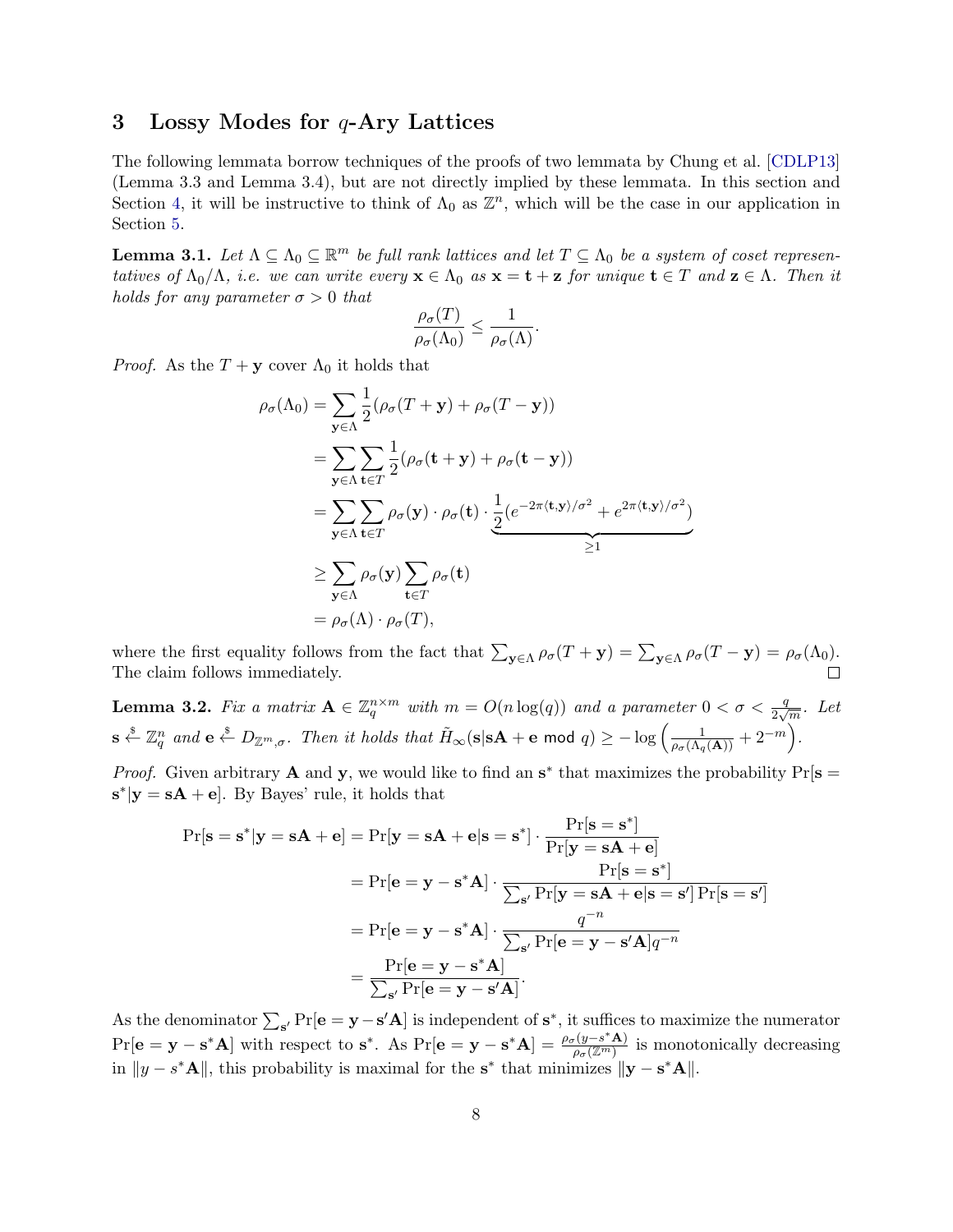## 3 Lossy Modes for $q$-Ary Lattices

The following lemmata borrow techniques of the proofs of two lemmata by Chung et al. [CDLP13] (Lemma 3.3 and Lemma 3.4), but are not directly implied by these lemmata. In this section and Section 4, it will be instructive to think of $\Lambda_0$ as $\mathbb{Z}^n$, which will be the case in our application in Section 5.

**Lemma 3.1.** *Let $\Lambda \subseteq \Lambda_0 \subseteq \mathbb{R}^m$ be full rank lattices and let $T \subseteq \Lambda_0$ be a system of coset representatives of $\Lambda_0/\Lambda$, i.e. we can write every $\mathbf{x} \in \Lambda_0$ as $\mathbf{x} = \mathbf{t} + \mathbf{z}$ for unique $\mathbf{t} \in T$ and $\mathbf{z} \in \Lambda$. Then it holds for any parameter $\sigma > 0$ that*

$$\frac{\rho_\sigma(T)}{\rho_\sigma(\Lambda_0)} \leq \frac{1}{\rho_\sigma(\Lambda)}.$$

*Proof.* As the $T + \mathbf{y}$ cover $\Lambda_0$ it holds that

$$\begin{aligned}
\rho_\sigma(\Lambda_0) &= \sum_{\mathbf{y} \in \Lambda} \frac{1}{2}(\rho_\sigma(T + \mathbf{y}) + \rho_\sigma(T - \mathbf{y})) \\
&= \sum_{\mathbf{y} \in \Lambda} \sum_{\mathbf{t} \in T} \frac{1}{2}(\rho_\sigma(\mathbf{t} + \mathbf{y}) + \rho_\sigma(\mathbf{t} - \mathbf{y})) \\
&= \sum_{\mathbf{y} \in \Lambda} \sum_{\mathbf{t} \in T} \rho_\sigma(\mathbf{y}) \cdot \rho_\sigma(\mathbf{t}) \cdot \underbrace{\frac{1}{2}(e^{-2\pi\langle \mathbf{t}, \mathbf{y}\rangle/\sigma^2} + e^{2\pi\langle \mathbf{t}, \mathbf{y}\rangle/\sigma^2})}_{\geq 1} \\
&\geq \sum_{\mathbf{y} \in \Lambda} \rho_\sigma(\mathbf{y}) \sum_{\mathbf{t} \in T} \rho_\sigma(\mathbf{t}) \\
&= \rho_\sigma(\Lambda) \cdot \rho_\sigma(T),
\end{aligned}$$

where the first equality follows from the fact that $\sum_{\mathbf{y} \in \Lambda} \rho_\sigma(T + \mathbf{y}) = \sum_{\mathbf{y} \in \Lambda} \rho_\sigma(T - \mathbf{y}) = \rho_\sigma(\Lambda_0)$. The claim follows immediately. □

**Lemma 3.2.** *Fix a matrix $\mathbf{A} \in \mathbb{Z}_q^{n \times m}$ with $m = O(n \log(q))$ and a parameter $0 < \sigma < \frac{q}{2\sqrt{m}}$. Let $\mathbf{s} \xleftarrow{\$} \mathbb{Z}_q^n$ and $\mathbf{e} \xleftarrow{\$} D_{\mathbb{Z}^m, \sigma}$. Then it holds that $\tilde{H}_\infty(\mathbf{s} | \mathbf{s}\mathbf{A} + \mathbf{e} \bmod q) \geq -\log\left(\frac{1}{\rho_\sigma(\Lambda_q(\mathbf{A}))} + 2^{-m}\right)$.*

*Proof.* Given arbitrary $\mathbf{A}$ and $\mathbf{y}$, we would like to find an $\mathbf{s}^*$ that maximizes the probability $\Pr[\mathbf{s} = \mathbf{s}^* | \mathbf{y} = \mathbf{s}\mathbf{A} + \mathbf{e}]$. By Bayes' rule, it holds that

$$\begin{aligned}
\Pr[\mathbf{s} = \mathbf{s}^* | \mathbf{y} = \mathbf{s}\mathbf{A} + \mathbf{e}] &= \Pr[\mathbf{y} = \mathbf{s}\mathbf{A} + \mathbf{e} | \mathbf{s} = \mathbf{s}^*] \cdot \frac{\Pr[\mathbf{s} = \mathbf{s}^*]}{\Pr[\mathbf{y} = \mathbf{s}\mathbf{A} + \mathbf{e}]} \\
&= \Pr[\mathbf{e} = \mathbf{y} - \mathbf{s}^*\mathbf{A}] \cdot \frac{\Pr[\mathbf{s} = \mathbf{s}^*]}{\sum_{\mathbf{s}'} \Pr[\mathbf{y} = \mathbf{s}\mathbf{A} + \mathbf{e} | \mathbf{s} = \mathbf{s}'] \Pr[\mathbf{s} = \mathbf{s}']} \\
&= \Pr[\mathbf{e} = \mathbf{y} - \mathbf{s}^*\mathbf{A}] \cdot \frac{q^{-n}}{\sum_{\mathbf{s}'} \Pr[\mathbf{e} = \mathbf{y} - \mathbf{s}'\mathbf{A}] q^{-n}} \\
&= \frac{\Pr[\mathbf{e} = \mathbf{y} - \mathbf{s}^*\mathbf{A}]}{\sum_{\mathbf{s}'} \Pr[\mathbf{e} = \mathbf{y} - \mathbf{s}'\mathbf{A}]}.
\end{aligned}$$

As the denominator $\sum_{\mathbf{s}'} \Pr[\mathbf{e} = \mathbf{y} - \mathbf{s}'\mathbf{A}]$ is independent of $\mathbf{s}^*$, it suffices to maximize the numerator $\Pr[\mathbf{e} = \mathbf{y} - \mathbf{s}^*\mathbf{A}]$ with respect to $\mathbf{s}^*$. As $\Pr[\mathbf{e} = \mathbf{y} - \mathbf{s}^*\mathbf{A}] = \frac{\rho_\sigma(y - s^*\mathbf{A})}{\rho_\sigma(\mathbb{Z}^m)}$ is monotonically decreasing in $\|y - s^*\mathbf{A}\|$, this probability is maximal for the $\mathbf{s}^*$ that minimizes $\|\mathbf{y} - \mathbf{s}^*\mathbf{A}\|$.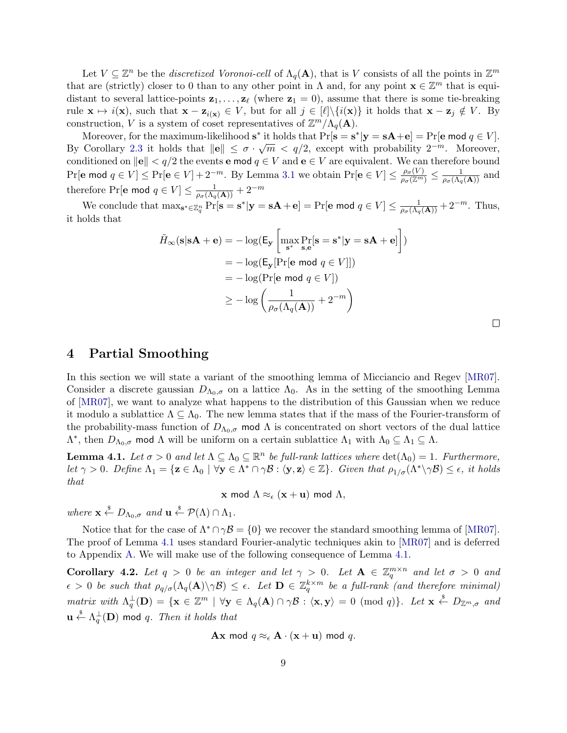Let $V \subseteq \mathbb{Z}^n$ be the *discretized Voronoi-cell* of $\Lambda_q(\mathbf{A})$, that is $V$ consists of all the points in $\mathbb{Z}^m$ that are (strictly) closer to 0 than to any other point in $\Lambda$ and, for any point $\mathbf{x} \in \mathbb{Z}^m$ that is equi-distant to several lattice-points $\mathbf{z}_1, \dots, \mathbf{z}_\ell$ (where $\mathbf{z}_1 = 0$), assume that there is some tie-breaking rule $\mathbf{x} \mapsto i(\mathbf{x})$, such that $\mathbf{x} - \mathbf{z}_{i(\mathbf{x})} \in V$, but for all $j \in [\ell] \backslash \{i(\mathbf{x})\}$ it holds that $\mathbf{x} - \mathbf{z}_j \notin V$. By construction, $V$ is a system of coset representatives of $\mathbb{Z}^m / \Lambda_q(\mathbf{A})$.

Moreover, for the maximum-likelihood $\mathbf{s}^*$ it holds that $\Pr[\mathbf{s} = \mathbf{s}^* | \mathbf{y} = \mathbf{s}\mathbf{A} + \mathbf{e}] = \Pr[\mathbf{e} \bmod q \in V]$. By Corollary 2.3 it holds that $\|\mathbf{e}\| \leq \sigma \cdot \sqrt{m} < q/2$, except with probability $2^{-m}$. Moreover, conditioned on $\|\mathbf{e}\| < q/2$ the events $\mathbf{e} \bmod q \in V$ and $\mathbf{e} \in V$ are equivalent. We can therefore bound $\Pr[\mathbf{e} \bmod q \in V] \leq \Pr[\mathbf{e} \in V] + 2^{-m}$. By Lemma 3.1 we obtain $\Pr[\mathbf{e} \in V] \leq \frac{\rho_\sigma(V)}{\rho_\sigma(\mathbb{Z}^m)} \leq \frac{1}{\rho_\sigma(\Lambda_q(\mathbf{A}))}$ and therefore $\Pr[\mathbf{e} \bmod q \in V] \leq \frac{1}{\rho_\sigma(\Lambda_q(\mathbf{A}))} + 2^{-m}$

We conclude that $\max_{\mathbf{s}^* \in \mathbb{Z}_q^n} \Pr[\mathbf{s} = \mathbf{s}^* | \mathbf{y} = \mathbf{s}\mathbf{A} + \mathbf{e}] = \Pr[\mathbf{e} \bmod q \in V] \leq \frac{1}{\rho_\sigma(\Lambda_q(\mathbf{A}))} + 2^{-m}$. Thus, it holds that

$$
\begin{aligned}
\tilde{H}_\infty(\mathbf{s} | \mathbf{s}\mathbf{A} + \mathbf{e}) &= -\log(\mathsf{E}_{\mathbf{y}}\left[\max_{\mathbf{s}^*} \Pr_{\mathbf{s},\mathbf{e}}[\mathbf{s} = \mathbf{s}^* | \mathbf{y} = \mathbf{s}\mathbf{A} + \mathbf{e}]\right]) \\
&= -\log(\mathsf{E}_{\mathbf{y}}[\Pr[\mathbf{e} \bmod q \in V]]) \\
&= -\log(\Pr[\mathbf{e} \bmod q \in V]) \\
&\geq -\log\left(\frac{1}{\rho_\sigma(\Lambda_q(\mathbf{A}))} + 2^{-m}\right)
\end{aligned}
$$

□

## 4 Partial Smoothing

In this section we will state a variant of the smoothing lemma of Micciancio and Regev [MR07]. Consider a discrete gaussian $D_{\Lambda_0,\sigma}$ on a lattice $\Lambda_0$. As in the setting of the smoothing Lemma of [MR07], we want to analyze what happens to the distribution of this Gaussian when we reduce it modulo a sublattice $\Lambda \subseteq \Lambda_0$. The new lemma states that if the mass of the Fourier-transform of the probability-mass function of $D_{\Lambda_0,\sigma} \bmod \Lambda$ is concentrated on short vectors of the dual lattice $\Lambda^*$, then $D_{\Lambda_0,\sigma} \bmod \Lambda$ will be uniform on a certain sublattice $\Lambda_1$ with $\Lambda_0 \subseteq \Lambda_1 \subseteq \Lambda$.

**Lemma 4.1.** *Let $\sigma > 0$ and let $\Lambda \subseteq \Lambda_0 \subseteq \mathbb{R}^n$ be full-rank lattices where $\det(\Lambda_0) = 1$. Furthermore, let $\gamma > 0$. Define $\Lambda_1 = \{\mathbf{z} \in \Lambda_0 \mid \forall \mathbf{y} \in \Lambda^* \cap \gamma\mathcal{B} : \langle \mathbf{y}, \mathbf{z} \rangle \in \mathbb{Z}\}$. Given that $\rho_{1/\sigma}(\Lambda^* \backslash \gamma\mathcal{B}) \leq \epsilon$, it holds that*

$$\mathbf{x} \bmod \Lambda \approx_\epsilon (\mathbf{x} + \mathbf{u}) \bmod \Lambda,$$

*where $\mathbf{x} \xleftarrow{\$} D_{\Lambda_0,\sigma}$ and $\mathbf{u} \xleftarrow{\$} \mathcal{P}(\Lambda) \cap \Lambda_1$.*

Notice that for the case of $\Lambda^* \cap \gamma\mathcal{B} = \{0\}$ we recover the standard smoothing lemma of [MR07]. The proof of Lemma 4.1 uses standard Fourier-analytic techniques akin to [MR07] and is deferred to Appendix A. We will make use of the following consequence of Lemma 4.1.

**Corollary 4.2.** *Let $q > 0$ be an integer and let $\gamma > 0$. Let $\mathbf{A} \in \mathbb{Z}_q^{m \times n}$ and let $\sigma > 0$ and $\epsilon > 0$ be such that $\rho_{q/\sigma}(\Lambda_q(\mathbf{A}) \backslash \gamma\mathcal{B}) \leq \epsilon$. Let $\mathbf{D} \in \mathbb{Z}_q^{k \times m}$ be a full-rank (and therefore minimal) matrix with $\Lambda_q^\perp(\mathbf{D}) = \{\mathbf{x} \in \mathbb{Z}^m \mid \forall \mathbf{y} \in \Lambda_q(\mathbf{A}) \cap \gamma\mathcal{B} : \langle \mathbf{x}, \mathbf{y} \rangle = 0 \pmod q\}$. Let $\mathbf{x} \xleftarrow{\$} D_{\mathbb{Z}^m,\sigma}$ and $\mathbf{u} \xleftarrow{\$} \Lambda_q^\perp(\mathbf{D}) \bmod q$. Then it holds that*

$$\mathbf{A}\mathbf{x} \bmod q \approx_\epsilon \mathbf{A} \cdot (\mathbf{x} + \mathbf{u}) \bmod q.$$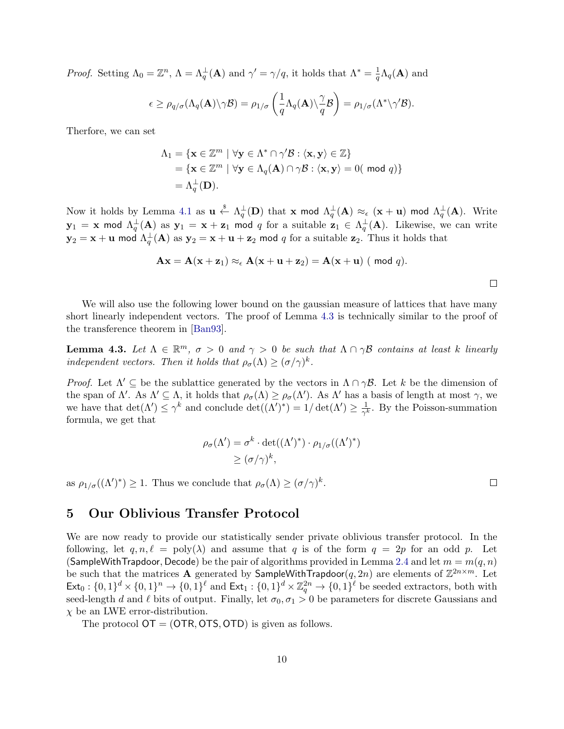*Proof.* Setting $\Lambda_0 = \mathbb{Z}^n$, $\Lambda = \Lambda_q^\perp(\mathbf{A})$ and $\gamma' = \gamma/q$, it holds that $\Lambda^* = \frac{1}{q}\Lambda_q(\mathbf{A})$ and

$$\epsilon \geq \rho_{q/\sigma}(\Lambda_q(\mathbf{A})\backslash\gamma\mathcal{B}) = \rho_{1/\sigma}\left(\frac{1}{q}\Lambda_q(\mathbf{A})\backslash\frac{\gamma}{q}\mathcal{B}\right) = \rho_{1/\sigma}(\Lambda^*\backslash\gamma'\mathcal{B}).$$

Therfore, we can set

$$\begin{aligned}
\Lambda_1 &= \{\mathbf{x} \in \mathbb{Z}^m \mid \forall \mathbf{y} \in \Lambda^* \cap \gamma'\mathcal{B} : \langle \mathbf{x}, \mathbf{y}\rangle \in \mathbb{Z}\} \\
&= \{\mathbf{x} \in \mathbb{Z}^m \mid \forall \mathbf{y} \in \Lambda_q(\mathbf{A}) \cap \gamma\mathcal{B} : \langle \mathbf{x}, \mathbf{y}\rangle = 0(\bmod q)\} \\
&= \Lambda_q^\perp(\mathbf{D}).
\end{aligned}$$

Now it holds by Lemma 4.1 as $\mathbf{u} \xleftarrow{\$} \Lambda_q^\perp(\mathbf{D})$ that $\mathbf{x} \bmod \Lambda_q^\perp(\mathbf{A}) \approx_\epsilon (\mathbf{x} + \mathbf{u}) \bmod \Lambda_q^\perp(\mathbf{A})$. Write $\mathbf{y}_1 = \mathbf{x} \bmod \Lambda_q^\perp(\mathbf{A})$ as $\mathbf{y}_1 = \mathbf{x} + \mathbf{z}_1 \bmod q$ for a suitable $\mathbf{z}_1 \in \Lambda_q^\perp(\mathbf{A})$. Likewise, we can write $\mathbf{y}_2 = \mathbf{x} + \mathbf{u} \bmod \Lambda_q^\perp(\mathbf{A})$ as $\mathbf{y}_2 = \mathbf{x} + \mathbf{u} + \mathbf{z}_2 \bmod q$ for a suitable $\mathbf{z}_2$. Thus it holds that

$$\mathbf{A}\mathbf{x} = \mathbf{A}(\mathbf{x} + \mathbf{z}_1) \approx_\epsilon \mathbf{A}(\mathbf{x} + \mathbf{u} + \mathbf{z}_2) = \mathbf{A}(\mathbf{x} + \mathbf{u}) \ (\bmod q).$$

□

We will also use the following lower bound on the gaussian measure of lattices that have many short linearly independent vectors. The proof of Lemma 4.3 is technically similar to the proof of the transference theorem in [Ban93].

**Lemma 4.3.** *Let $\Lambda \in \mathbb{R}^m$, $\sigma > 0$ and $\gamma > 0$ be such that $\Lambda \cap \gamma\mathcal{B}$ contains at least $k$ linearly independent vectors. Then it holds that $\rho_\sigma(\Lambda) \geq (\sigma/\gamma)^k$.*

*Proof.* Let $\Lambda' \subseteq$ be the sublattice generated by the vectors in $\Lambda \cap \gamma\mathcal{B}$. Let $k$ be the dimension of the span of $\Lambda'$. As $\Lambda' \subseteq \Lambda$, it holds that $\rho_\sigma(\Lambda) \geq \rho_\sigma(\Lambda')$. As $\Lambda'$ has a basis of length at most $\gamma$, we we have that $\det(\Lambda') \leq \gamma^k$ and conclude $\det((\Lambda')^*) = 1/\det(\Lambda') \geq \frac{1}{\gamma^k}$. By the Poisson-summation formula, we get that

$$\begin{aligned}
\rho_\sigma(\Lambda') &= \sigma^k \cdot \det((\Lambda')^*) \cdot \rho_{1/\sigma}((\Lambda')^*) \\
&\geq (\sigma/\gamma)^k,
\end{aligned}$$

as $\rho_{1/\sigma}((\Lambda')^*) \geq 1$. Thus we conclude that $\rho_\sigma(\Lambda) \geq (\sigma/\gamma)^k$. □

# 5 Our Oblivious Transfer Protocol

We are now ready to provide our statistically sender private oblivious transfer protocol. In the following, let $q, n, \ell = \text{poly}(\lambda)$ and assume that $q$ is of the form $q = 2p$ for an odd $p$. Let $(\mathsf{SampleWithTrapdoor}, \mathsf{Decode})$ be the pair of algorithms provided in Lemma 2.4 and let $m = m(q, n)$ be such that the matrices $\mathbf{A}$ generated by $\mathsf{SampleWithTrapdoor}(q, 2n)$ are elements of $\mathbb{Z}^{2n \times m}$. Let $\mathsf{Ext}_0 : \{0,1\}^d \times \{0,1\}^n \to \{0,1\}^\ell$ and $\mathsf{Ext}_1 : \{0,1\}^d \times \mathbb{Z}_q^{2n} \to \{0,1\}^\ell$ be seeded extractors, both with seed-length $d$ and $\ell$ bits of output. Finally, let $\sigma_0, \sigma_1 > 0$ be parameters for discrete Gaussians and $\chi$ be an LWE error-distribution.

The protocol $\mathsf{OT} = (\mathsf{OTR}, \mathsf{OTS}, \mathsf{OTD})$ is given as follows.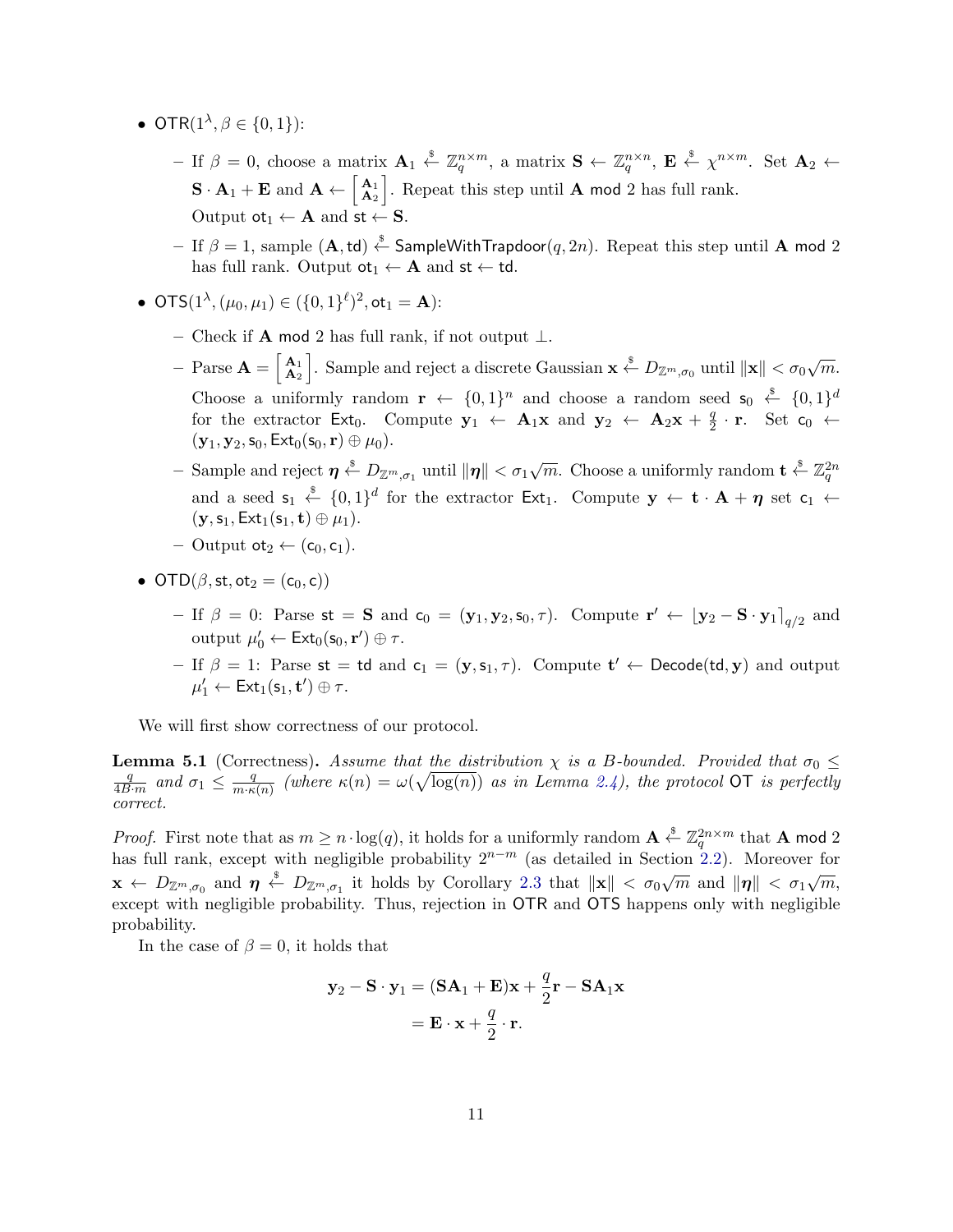- $\mathsf{OTR}(1^\lambda, \beta \in \{0,1\})$:
  - If $\beta = 0$, choose a matrix $\mathbf{A}_1 \xleftarrow{\$} \mathbb{Z}_q^{n \times m}$, a matrix $\mathbf{S} \leftarrow \mathbb{Z}_q^{n \times n}$, $\mathbf{E} \xleftarrow{\$} \chi^{n \times m}$. Set $\mathbf{A}_2 \leftarrow \mathbf{S} \cdot \mathbf{A}_1 + \mathbf{E}$ and $\mathbf{A} \leftarrow \begin{bmatrix} \mathbf{A}_1 \\ \mathbf{A}_2 \end{bmatrix}$. Repeat this step until $\mathbf{A}$ mod 2 has full rank.
    Output $\mathsf{ot}_1 \leftarrow \mathbf{A}$ and $\mathsf{st} \leftarrow \mathbf{S}$.
  - If $\beta = 1$, sample $(\mathbf{A}, \mathsf{td}) \xleftarrow{\$} \mathsf{SampleWithTrapdoor}(q, 2n)$. Repeat this step until $\mathbf{A}$ mod 2 has full rank. Output $\mathsf{ot}_1 \leftarrow \mathbf{A}$ and $\mathsf{st} \leftarrow \mathsf{td}$.
- $\mathsf{OTS}(1^\lambda, (\mu_0, \mu_1) \in (\{0,1\}^\ell)^2, \mathsf{ot}_1 = \mathbf{A})$:
  - Check if $\mathbf{A}$ mod 2 has full rank, if not output $\perp$.
  - Parse $\mathbf{A} = \begin{bmatrix} \mathbf{A}_1 \\ \mathbf{A}_2 \end{bmatrix}$. Sample and reject a discrete Gaussian $\mathbf{x} \xleftarrow{\$} D_{\mathbb{Z}^m, \sigma_0}$ until $\|\mathbf{x}\| < \sigma_0 \sqrt{m}$. Choose a uniformly random $\mathbf{r} \leftarrow \{0,1\}^n$ and choose a random seed $\mathsf{s}_0 \xleftarrow{\$} \{0,1\}^d$ for the extractor $\mathsf{Ext}_0$. Compute $\mathbf{y}_1 \leftarrow \mathbf{A}_1 \mathbf{x}$ and $\mathbf{y}_2 \leftarrow \mathbf{A}_2 \mathbf{x} + \frac{q}{2} \cdot \mathbf{r}$. Set $\mathsf{c}_0 \leftarrow (\mathbf{y}_1, \mathbf{y}_2, \mathsf{s}_0, \mathsf{Ext}_0(\mathsf{s}_0, \mathbf{r}) \oplus \mu_0)$.
  - Sample and reject $\boldsymbol{\eta} \xleftarrow{\$} D_{\mathbb{Z}^m, \sigma_1}$ until $\|\boldsymbol{\eta}\| < \sigma_1 \sqrt{m}$. Choose a uniformly random $\mathbf{t} \xleftarrow{\$} \mathbb{Z}_q^{2n}$ and a seed $\mathsf{s}_1 \xleftarrow{\$} \{0,1\}^d$ for the extractor $\mathsf{Ext}_1$. Compute $\mathbf{y} \leftarrow \mathbf{t} \cdot \mathbf{A} + \boldsymbol{\eta}$ set $\mathsf{c}_1 \leftarrow (\mathbf{y}, \mathsf{s}_1, \mathsf{Ext}_1(\mathsf{s}_1, \mathbf{t}) \oplus \mu_1)$.
  - Output $\mathsf{ot}_2 \leftarrow (\mathsf{c}_0, \mathsf{c}_1)$.
- $\mathsf{OTD}(\beta, \mathsf{st}, \mathsf{ot}_2 = (\mathsf{c}_0, \mathsf{c}))$
  - If $\beta = 0$: Parse $\mathsf{st} = \mathbf{S}$ and $\mathsf{c}_0 = (\mathbf{y}_1, \mathbf{y}_2, \mathsf{s}_0, \tau)$. Compute $\mathbf{r}' \leftarrow \lfloor \mathbf{y}_2 - \mathbf{S} \cdot \mathbf{y}_1 \rceil_{q/2}$ and output $\mu_0' \leftarrow \mathsf{Ext}_0(\mathsf{s}_0, \mathbf{r}') \oplus \tau$.
  - If $\beta = 1$: Parse $\mathsf{st} = \mathsf{td}$ and $\mathsf{c}_1 = (\mathbf{y}, \mathsf{s}_1, \tau)$. Compute $\mathbf{t}' \leftarrow \mathsf{Decode}(\mathsf{td}, \mathbf{y})$ and output $\mu_1' \leftarrow \mathsf{Ext}_1(\mathsf{s}_1, \mathbf{t}') \oplus \tau$.

We will first show correctness of our protocol.

**Lemma 5.1** (Correctness)**.** *Assume that the distribution $\chi$ is a $B$-bounded. Provided that $\sigma_0 \leq \frac{q}{4B \cdot m}$ and $\sigma_1 \leq \frac{q}{m \cdot \kappa(n)}$ (where $\kappa(n) = \omega(\sqrt{\log(n)})$ as in Lemma 2.4), the protocol $\mathsf{OT}$ is perfectly correct.*

*Proof.* First note that as $m \geq n \cdot \log(q)$, it holds for a uniformly random $\mathbf{A} \xleftarrow{\$} \mathbb{Z}_q^{2n \times m}$ that $\mathbf{A}$ mod 2 has full rank, except with negligible probability $2^{n-m}$ (as detailed in Section 2.2). Moreover for $\mathbf{x} \leftarrow D_{\mathbb{Z}^m, \sigma_0}$ and $\boldsymbol{\eta} \xleftarrow{\$} D_{\mathbb{Z}^m, \sigma_1}$ it holds by Corollary 2.3 that $\|\mathbf{x}\| < \sigma_0 \sqrt{m}$ and $\|\boldsymbol{\eta}\| < \sigma_1 \sqrt{m}$, except with negligible probability. Thus, rejection in $\mathsf{OTR}$ and $\mathsf{OTS}$ happens only with negligible probability.

In the case of $\beta = 0$, it holds that

$$
\begin{aligned}
\mathbf{y}_2 - \mathbf{S} \cdot \mathbf{y}_1 &= (\mathbf{S}\mathbf{A}_1 + \mathbf{E})\mathbf{x} + \frac{q}{2}\mathbf{r} - \mathbf{S}\mathbf{A}_1\mathbf{x} \\
&= \mathbf{E} \cdot \mathbf{x} + \frac{q}{2} \cdot \mathbf{r}.
\end{aligned}
$$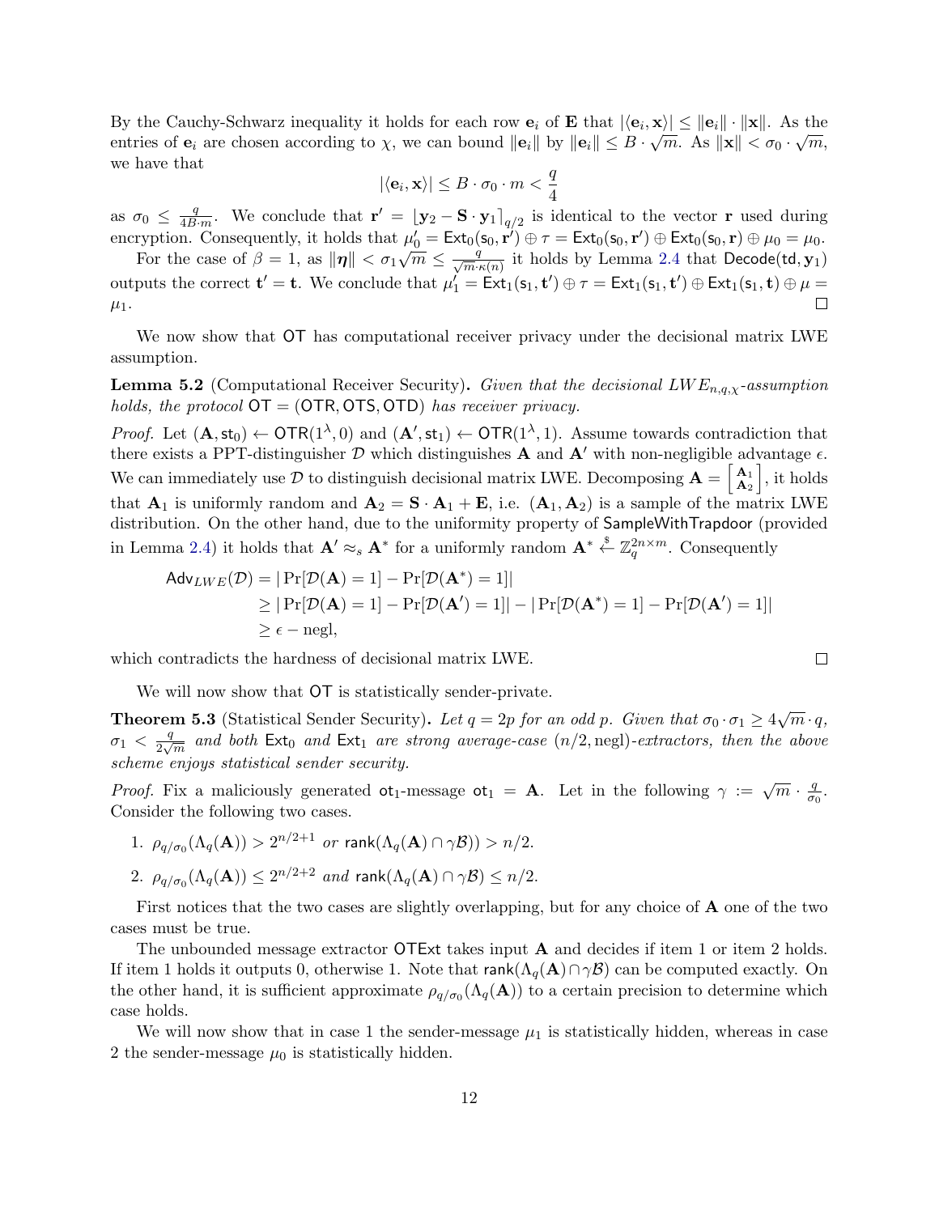By the Cauchy-Schwarz inequality it holds for each row $\mathbf{e}_i$ of $\mathbf{E}$ that $|\langle \mathbf{e}_i, \mathbf{x}\rangle| \leq \|\mathbf{e}_i\| \cdot \|\mathbf{x}\|$. As the entries of $\mathbf{e}_i$ are chosen according to $\chi$, we can bound $\|\mathbf{e}_i\|$ by $\|\mathbf{e}_i\| \leq B \cdot \sqrt{m}$. As $\|\mathbf{x}\| < \sigma_0 \cdot \sqrt{m}$, we have that

$$|\langle \mathbf{e}_i, \mathbf{x}\rangle| \leq B \cdot \sigma_0 \cdot m < \frac{q}{4}$$

as $\sigma_0 \leq \frac{q}{4B \cdot m}$. We conclude that $\mathbf{r}' = \lfloor \mathbf{y}_2 - \mathbf{S} \cdot \mathbf{y}_1 \rceil_{q/2}$ is identical to the vector $\mathbf{r}$ used during encryption. Consequently, it holds that $\mu_0' = \mathsf{Ext}_0(\mathsf{s}_0, \mathbf{r}') \oplus \tau = \mathsf{Ext}_0(\mathsf{s}_0, \mathbf{r}') \oplus \mathsf{Ext}_0(\mathsf{s}_0, \mathbf{r}) \oplus \mu_0 = \mu_0$.

For the case of $\beta = 1$, as $\|\boldsymbol{\eta}\| < \sigma_1 \sqrt{m} \leq \frac{q}{\sqrt{m} \cdot \kappa(n)}$ it holds by Lemma 2.4 that $\mathsf{Decode}(\mathsf{td}, \mathbf{y}_1)$ outputs the correct $\mathbf{t}' = \mathbf{t}$. We conclude that $\mu_1' = \mathsf{Ext}_1(\mathsf{s}_1, \mathbf{t}') \oplus \tau = \mathsf{Ext}_1(\mathsf{s}_1, \mathbf{t}') \oplus \mathsf{Ext}_1(\mathsf{s}_1, \mathbf{t}) \oplus \mu = \mu_1$. □

We now show that $\mathsf{OT}$ has computational receiver privacy under the decisional matrix LWE assumption.

**Lemma 5.2** (Computational Receiver Security)**.** *Given that the decisional $LWE_{n,q,\chi}$-assumption holds, the protocol $\mathsf{OT} = (\mathsf{OTR}, \mathsf{OTS}, \mathsf{OTD})$ has receiver privacy.*

*Proof.* Let $(\mathbf{A}, \mathsf{st}_0) \leftarrow \mathsf{OTR}(1^\lambda, 0)$ and $(\mathbf{A}', \mathsf{st}_1) \leftarrow \mathsf{OTR}(1^\lambda, 1)$. Assume towards contradiction that there exists a PPT-distinguisher $\mathcal{D}$ which distinguishes $\mathbf{A}$ and $\mathbf{A}'$ with non-negligible advantage $\epsilon$. We can immediately use $\mathcal{D}$ to distinguish decisional matrix LWE. Decomposing $\mathbf{A} = \begin{bmatrix} \mathbf{A}_1 \\ \mathbf{A}_2 \end{bmatrix}$, it holds that $\mathbf{A}_1$ is uniformly random and $\mathbf{A}_2 = \mathbf{S} \cdot \mathbf{A}_1 + \mathbf{E}$, i.e. $(\mathbf{A}_1, \mathbf{A}_2)$ is a sample of the matrix LWE distribution. On the other hand, due to the uniformity property of $\mathsf{SampleWithTrapdoor}$ (provided in Lemma 2.4) it holds that $\mathbf{A}' \approx_s \mathbf{A}^*$ for a uniformly random $\mathbf{A}^* \xleftarrow{\$} \mathbb{Z}_q^{2n \times m}$. Consequently

$$\begin{aligned}
\mathsf{Adv}_{LWE}(\mathcal{D}) &= |\Pr[\mathcal{D}(\mathbf{A}) = 1] - \Pr[\mathcal{D}(\mathbf{A}^*) = 1]| \\
&\geq |\Pr[\mathcal{D}(\mathbf{A}) = 1] - \Pr[\mathcal{D}(\mathbf{A}') = 1]| - |\Pr[\mathcal{D}(\mathbf{A}^*) = 1] - \Pr[\mathcal{D}(\mathbf{A}') = 1]| \\
&\geq \epsilon - \text{negl},
\end{aligned}$$

which contradicts the hardness of decisional matrix LWE. □

We will now show that $\mathsf{OT}$ is statistically sender-private.

**Theorem 5.3** (Statistical Sender Security)**.** *Let $q = 2p$ for an odd $p$. Given that $\sigma_0 \cdot \sigma_1 \geq 4\sqrt{m} \cdot q$, $\sigma_1 < \frac{q}{2\sqrt{m}}$ and both $\mathsf{Ext}_0$ and $\mathsf{Ext}_1$ are strong average-case $(n/2, \text{negl})$-extractors, then the above scheme enjoys statistical sender security.*

*Proof.* Fix a maliciously generated $\mathsf{ot}_1$-message $\mathsf{ot}_1 = \mathbf{A}$. Let in the following $\gamma := \sqrt{m} \cdot \frac{q}{\sigma_0}$. Consider the following two cases.

1. $\rho_{q/\sigma_0}(\Lambda_q(\mathbf{A})) > 2^{n/2+1}$ *or* $\mathsf{rank}(\Lambda_q(\mathbf{A}) \cap \gamma\mathcal{B})) > n/2$.
2. $\rho_{q/\sigma_0}(\Lambda_q(\mathbf{A})) \leq 2^{n/2+2}$ *and* $\mathsf{rank}(\Lambda_q(\mathbf{A}) \cap \gamma\mathcal{B}) \leq n/2$.

First notices that the two cases are slightly overlapping, but for any choice of $\mathbf{A}$ one of the two cases must be true.

The unbounded message extractor $\mathsf{OTExt}$ takes input $\mathbf{A}$ and decides if item 1 or item 2 holds. If item 1 holds it outputs 0, otherwise 1. Note that $\mathsf{rank}(\Lambda_q(\mathbf{A}) \cap \gamma\mathcal{B})$ can be computed exactly. On the other hand, it is sufficient approximate $\rho_{q/\sigma_0}(\Lambda_q(\mathbf{A}))$ to a certain precision to determine which case holds.

We will now show that in case 1 the sender-message $\mu_1$ is statistically hidden, whereas in case 2 the sender-message $\mu_0$ is statistically hidden.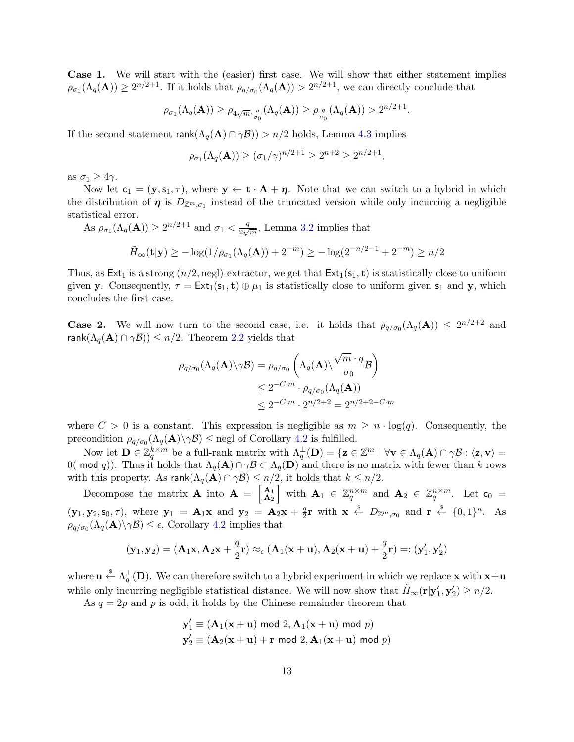**Case 1.** We will start with the (easier) first case. We will show that either statement implies $\rho_{\sigma_1}(\Lambda_q(\mathbf{A})) \geq 2^{n/2+1}$. If it holds that $\rho_{q/\sigma_0}(\Lambda_q(\mathbf{A})) > 2^{n/2+1}$, we can directly conclude that

$$\rho_{\sigma_1}(\Lambda_q(\mathbf{A})) \geq \rho_{4\sqrt{m}\cdot\frac{q}{\sigma_0}}(\Lambda_q(\mathbf{A})) \geq \rho_{\frac{q}{\sigma_0}}(\Lambda_q(\mathbf{A})) > 2^{n/2+1}.$$

If the second statement $\mathsf{rank}(\Lambda_q(\mathbf{A}) \cap \gamma\mathcal{B})) > n/2$ holds, Lemma 4.3 implies

$$\rho_{\sigma_1}(\Lambda_q(\mathbf{A})) \geq (\sigma_1/\gamma)^{n/2+1} \geq 2^{n+2} \geq 2^{n/2+1},$$

as $\sigma_1 \geq 4\gamma$.

Now let $\mathsf{c}_1 = (\mathbf{y}, \mathsf{s}_1, \tau)$, where $\mathbf{y} \leftarrow \mathbf{t} \cdot \mathbf{A} + \boldsymbol{\eta}$. Note that we can switch to a hybrid in which the distribution of $\boldsymbol{\eta}$ is $D_{\mathbb{Z}^m,\sigma_1}$ instead of the truncated version while only incurring a negligible statistical error.

As $\rho_{\sigma_1}(\Lambda_q(\mathbf{A})) \geq 2^{n/2+1}$ and $\sigma_1 < \frac{q}{2\sqrt{m}}$, Lemma 3.2 implies that

$$\tilde{H}_\infty(\mathbf{t}|\mathbf{y}) \geq -\log(1/\rho_{\sigma_1}(\Lambda_q(\mathbf{A})) + 2^{-m}) \geq -\log(2^{-n/2-1} + 2^{-m}) \geq n/2$$

Thus, as $\mathsf{Ext}_1$ is a strong $(n/2, \mathsf{negl})$-extractor, we get that $\mathsf{Ext}_1(\mathsf{s}_1, \mathbf{t})$ is statistically close to uniform given $\mathbf{y}$. Consequently, $\tau = \mathsf{Ext}_1(\mathsf{s}_1, \mathbf{t}) \oplus \mu_1$ is statistically close to uniform given $\mathsf{s}_1$ and $\mathbf{y}$, which concludes the first case.

**Case 2.** We will now turn to the second case, i.e. it holds that $\rho_{q/\sigma_0}(\Lambda_q(\mathbf{A})) \leq 2^{n/2+2}$ and $\mathsf{rank}(\Lambda_q(\mathbf{A}) \cap \gamma\mathcal{B})) \leq n/2$. Theorem 2.2 yields that

$$\begin{aligned}
\rho_{q/\sigma_0}(\Lambda_q(\mathbf{A})\backslash\gamma\mathcal{B}) &= \rho_{q/\sigma_0}\left(\Lambda_q(\mathbf{A})\backslash\frac{\sqrt{m}\cdot q}{\sigma_0}\mathcal{B}\right) \\
&\leq 2^{-C\cdot m} \cdot \rho_{q/\sigma_0}(\Lambda_q(\mathbf{A})) \\
&\leq 2^{-C\cdot m} \cdot 2^{n/2+2} = 2^{n/2+2-C\cdot m}
\end{aligned}$$

where $C > 0$ is a constant. This expression is negligible as $m \geq n \cdot \log(q)$. Consequently, the precondition $\rho_{q/\sigma_0}(\Lambda_q(\mathbf{A})\backslash\gamma\mathcal{B}) \leq \mathsf{negl}$ of Corollary 4.2 is fulfilled.

Now let $\mathbf{D} \in \mathbb{Z}_q^{k\times m}$ be a full-rank matrix with $\Lambda_q^\perp(\mathbf{D}) = \{\mathbf{z} \in \mathbb{Z}^m \mid \forall \mathbf{v} \in \Lambda_q(\mathbf{A}) \cap \gamma\mathcal{B} : \langle \mathbf{z}, \mathbf{v}\rangle = 0(\bmod q)\}$. Thus it holds that $\Lambda_q(\mathbf{A}) \cap \gamma\mathcal{B} \subset \Lambda_q(\mathbf{D})$ and there is no matrix with fewer than $k$ rows with this property. As $\mathsf{rank}(\Lambda_q(\mathbf{A}) \cap \gamma\mathcal{B}) \leq n/2$, it holds that $k \leq n/2$.

Decompose the matrix $\mathbf{A}$ into $\mathbf{A} = \begin{bmatrix}\mathbf{A}_1 \\ \mathbf{A}_2\end{bmatrix}$ with $\mathbf{A}_1 \in \mathbb{Z}_q^{n\times m}$ and $\mathbf{A}_2 \in \mathbb{Z}_q^{n\times m}$. Let $\mathsf{c}_0 = (\mathbf{y}_1, \mathbf{y}_2, \mathsf{s}_0, \tau)$, where $\mathbf{y}_1 = \mathbf{A}_1\mathbf{x}$ and $\mathbf{y}_2 = \mathbf{A}_2\mathbf{x} + \frac{q}{2}\mathbf{r}$ with $\mathbf{x} \xleftarrow{\$} D_{\mathbb{Z}^m,\sigma_0}$ and $\mathbf{r} \xleftarrow{\$} \{0,1\}^n$. As $\rho_{q/\sigma_0}(\Lambda_q(\mathbf{A})\backslash\gamma\mathcal{B}) \leq \epsilon$, Corollary 4.2 implies that

$$(\mathbf{y}_1, \mathbf{y}_2) = (\mathbf{A}_1\mathbf{x}, \mathbf{A}_2\mathbf{x} + \frac{q}{2}\mathbf{r}) \approx_\epsilon (\mathbf{A}_1(\mathbf{x}+\mathbf{u}), \mathbf{A}_2(\mathbf{x}+\mathbf{u}) + \frac{q}{2}\mathbf{r}) =: (\mathbf{y}_1', \mathbf{y}_2')$$

where $\mathbf{u} \xleftarrow{\$} \Lambda_q^\perp(\mathbf{D})$. We can therefore switch to a hybrid experiment in which we replace $\mathbf{x}$ with $\mathbf{x}+\mathbf{u}$ while only incurring negligible statistical distance. We will now show that $\tilde{H}_\infty(\mathbf{r}|\mathbf{y}_1', \mathbf{y}_2') \geq n/2$.

As $q = 2p$ and $p$ is odd, it holds by the Chinese remainder theorem that

$$\begin{aligned}
\mathbf{y}_1' &\equiv (\mathbf{A}_1(\mathbf{x}+\mathbf{u}) \bmod 2, \mathbf{A}_1(\mathbf{x}+\mathbf{u}) \bmod p) \\
\mathbf{y}_2' &\equiv (\mathbf{A}_2(\mathbf{x}+\mathbf{u}) + \mathbf{r} \bmod 2, \mathbf{A}_1(\mathbf{x}+\mathbf{u}) \bmod p)
\end{aligned}$$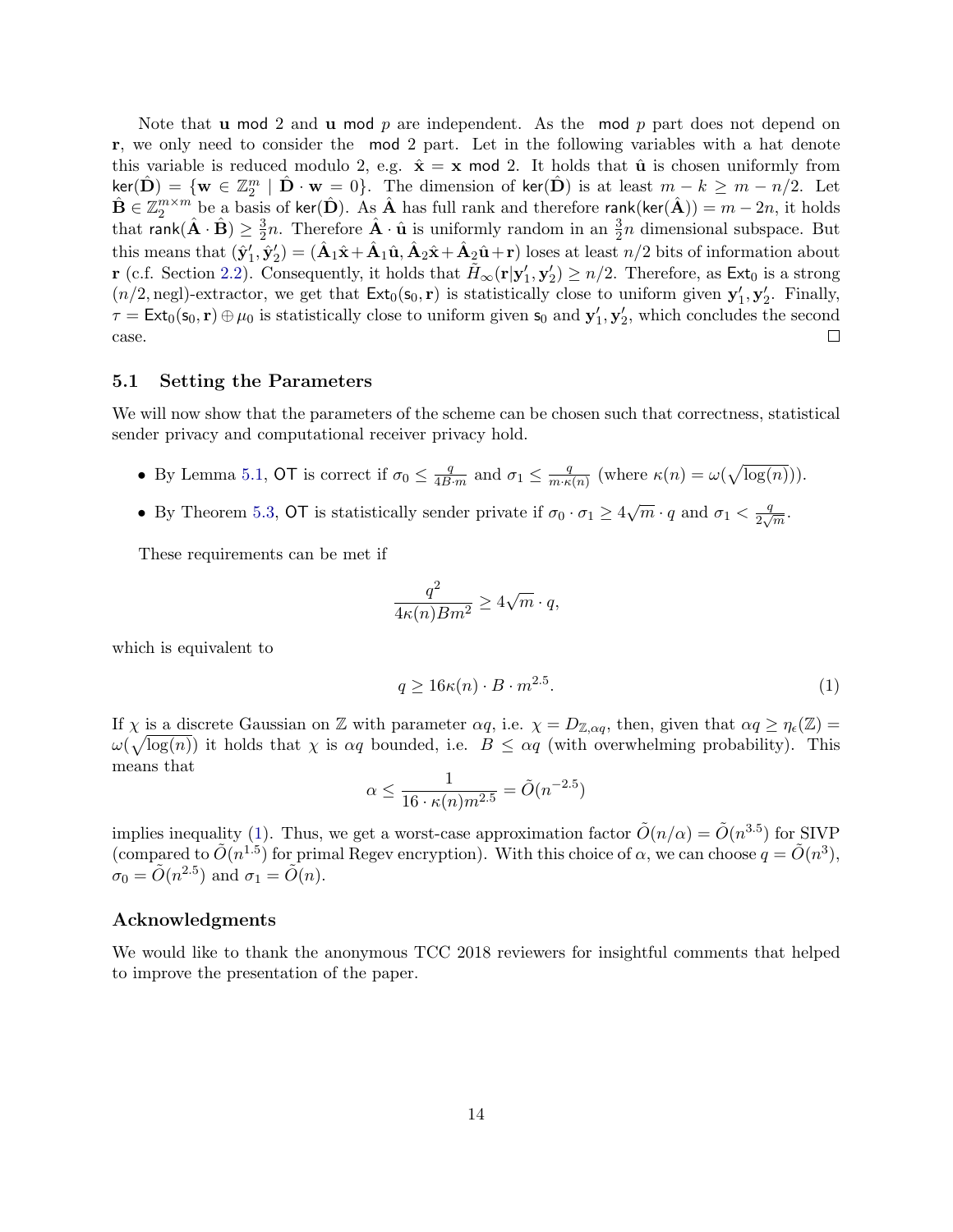Note that $\mathbf{u} \bmod 2$ and $\mathbf{u} \bmod p$ are independent. As the $\bmod p$ part does not depend on $\mathbf{r}$, we only need to consider the $\bmod 2$ part. Let in the following variables with a hat denote this variable is reduced modulo 2, e.g. $\hat{\mathbf{x}} = \mathbf{x} \bmod 2$. It holds that $\hat{\mathbf{u}}$ is chosen uniformly from $\mathsf{ker}(\hat{\mathbf{D}}) = \{\mathbf{w} \in \mathbb{Z}_2^m \mid \hat{\mathbf{D}} \cdot \mathbf{w} = 0\}$. The dimension of $\mathsf{ker}(\hat{\mathbf{D}})$ is at least $m - k \geq m - n/2$. Let $\hat{\mathbf{B}} \in \mathbb{Z}_2^{m \times m}$ be a basis of $\mathsf{ker}(\hat{\mathbf{D}})$. As $\hat{\mathbf{A}}$ has full rank and therefore $\mathsf{rank}(\mathsf{ker}(\hat{\mathbf{A}})) = m - 2n$, it holds that $\mathsf{rank}(\hat{\mathbf{A}} \cdot \hat{\mathbf{B}}) \geq \frac{3}{2}n$. Therefore $\hat{\mathbf{A}} \cdot \hat{\mathbf{u}}$ is uniformly random in an $\frac{3}{2}n$ dimensional subspace. But this means that $(\hat{\mathbf{y}}_1', \hat{\mathbf{y}}_2') = (\hat{\mathbf{A}}_1\hat{\mathbf{x}} + \hat{\mathbf{A}}_1\hat{\mathbf{u}}, \hat{\mathbf{A}}_2\hat{\mathbf{x}} + \hat{\mathbf{A}}_2\hat{\mathbf{u}} + \mathbf{r})$ loses at least $n/2$ bits of information about $\mathbf{r}$ (c.f. Section 2.2). Consequently, it holds that $\tilde{H}_\infty(\mathbf{r}|\mathbf{y}_1', \mathbf{y}_2') \geq n/2$. Therefore, as $\mathsf{Ext}_0$ is a strong $(n/2, \mathsf{negl})$-extractor, we get that $\mathsf{Ext}_0(\mathsf{s}_0, \mathbf{r})$ is statistically close to uniform given $\mathbf{y}_1', \mathbf{y}_2'$. Finally, $\tau = \mathsf{Ext}_0(\mathsf{s}_0, \mathbf{r}) \oplus \mu_0$ is statistically close to uniform given $\mathsf{s}_0$ and $\mathbf{y}_1', \mathbf{y}_2'$, which concludes the second case. □

## 5.1 Setting the Parameters

We will now show that the parameters of the scheme can be chosen such that correctness, statistical sender privacy and computational receiver privacy hold.

- By Lemma 5.1, $\mathsf{OT}$ is correct if $\sigma_0 \leq \frac{q}{4B \cdot m}$ and $\sigma_1 \leq \frac{q}{m \cdot \kappa(n)}$ (where $\kappa(n) = \omega(\sqrt{\log(n)})$).
- By Theorem 5.3, $\mathsf{OT}$ is statistically sender private if $\sigma_0 \cdot \sigma_1 \geq 4\sqrt{m} \cdot q$ and $\sigma_1 < \frac{q}{2\sqrt{m}}$.

These requirements can be met if

$$\frac{q^2}{4\kappa(n)Bm^2} \geq 4\sqrt{m} \cdot q,$$

which is equivalent to

$$q \geq 16\kappa(n) \cdot B \cdot m^{2.5}. \tag{1}$$

If $\chi$ is a discrete Gaussian on $\mathbb{Z}$ with parameter $\alpha q$, i.e. $\chi = D_{\mathbb{Z},\alpha q}$, then, given that $\alpha q \geq \eta_\epsilon(\mathbb{Z}) = \omega(\sqrt{\log(n)})$ it holds that $\chi$ is $\alpha q$ bounded, i.e. $B \leq \alpha q$ (with overwhelming probability). This means that

$$\alpha \leq \frac{1}{16 \cdot \kappa(n) m^{2.5}} = \tilde{O}(n^{-2.5})$$

implies inequality (1). Thus, we get a worst-case approximation factor $\tilde{O}(n/\alpha) = \tilde{O}(n^{3.5})$ for SIVP (compared to $\tilde{O}(n^{1.5})$ for primal Regev encryption). With this choice of $\alpha$, we can choose $q = \tilde{O}(n^3)$, $\sigma_0 = \tilde{O}(n^{2.5})$ and $\sigma_1 = \tilde{O}(n)$.

### Acknowledgments

We would like to thank the anonymous TCC 2018 reviewers for insightful comments that helped to improve the presentation of the paper.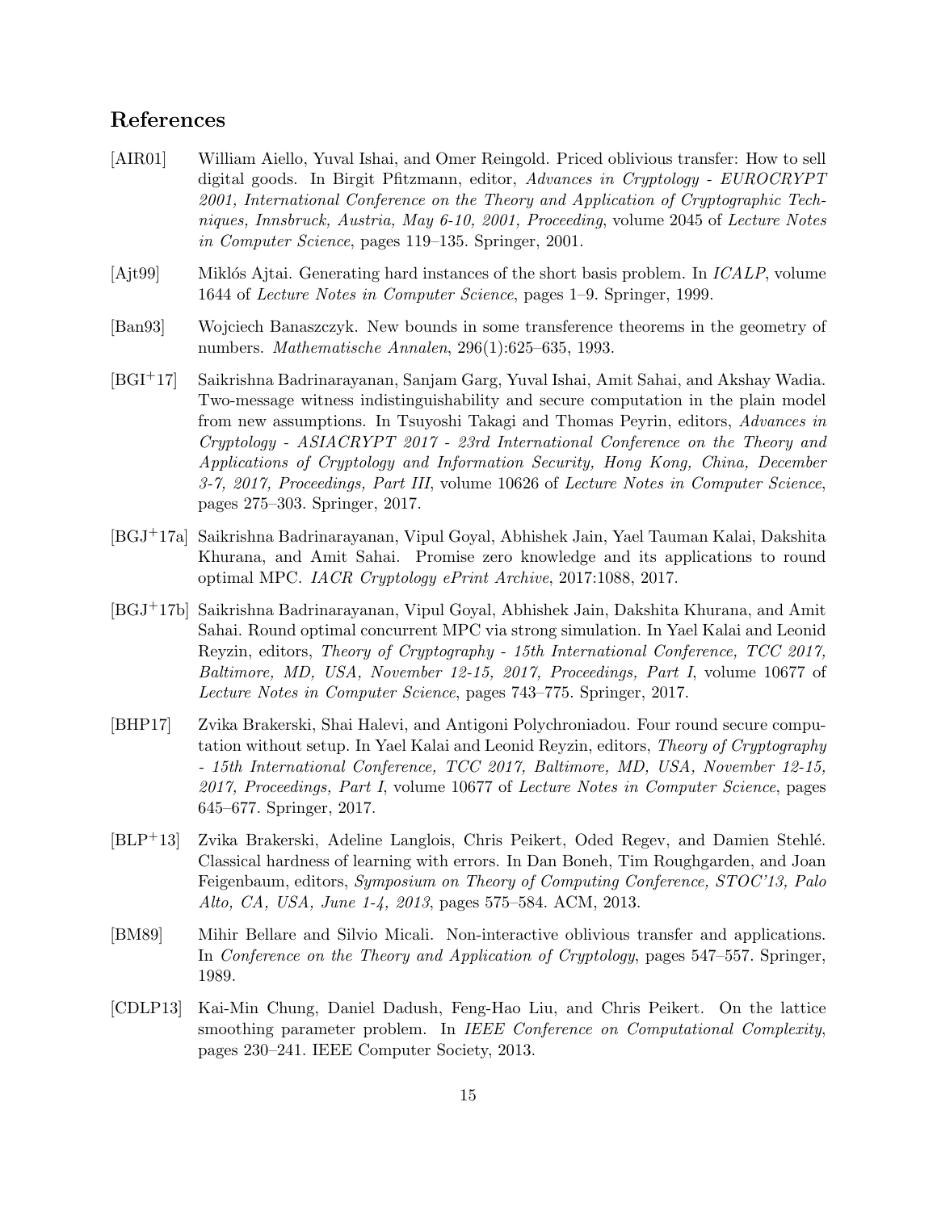## References

[AIR01] William Aiello, Yuval Ishai, and Omer Reingold. Priced oblivious transfer: How to sell digital goods. In Birgit Pfitzmann, editor, *Advances in Cryptology - EUROCRYPT 2001, International Conference on the Theory and Application of Cryptographic Techniques, Innsbruck, Austria, May 6-10, 2001, Proceeding*, volume 2045 of *Lecture Notes in Computer Science*, pages 119–135. Springer, 2001.

[Ajt99] Miklós Ajtai. Generating hard instances of the short basis problem. In *ICALP*, volume 1644 of *Lecture Notes in Computer Science*, pages 1–9. Springer, 1999.

[Ban93] Wojciech Banaszczyk. New bounds in some transference theorems in the geometry of numbers. *Mathematische Annalen*, 296(1):625–635, 1993.

[BGI+17] Saikrishna Badrinarayanan, Sanjam Garg, Yuval Ishai, Amit Sahai, and Akshay Wadia. Two-message witness indistinguishability and secure computation in the plain model from new assumptions. In Tsuyoshi Takagi and Thomas Peyrin, editors, *Advances in Cryptology - ASIACRYPT 2017 - 23rd International Conference on the Theory and Applications of Cryptology and Information Security, Hong Kong, China, December 3-7, 2017, Proceedings, Part III*, volume 10626 of *Lecture Notes in Computer Science*, pages 275–303. Springer, 2017.

[BGJ+17a] Saikrishna Badrinarayanan, Vipul Goyal, Abhishek Jain, Yael Tauman Kalai, Dakshita Khurana, and Amit Sahai. Promise zero knowledge and its applications to round optimal MPC. *IACR Cryptology ePrint Archive*, 2017:1088, 2017.

[BGJ+17b] Saikrishna Badrinarayanan, Vipul Goyal, Abhishek Jain, Dakshita Khurana, and Amit Sahai. Round optimal concurrent MPC via strong simulation. In Yael Kalai and Leonid Reyzin, editors, *Theory of Cryptography - 15th International Conference, TCC 2017, Baltimore, MD, USA, November 12-15, 2017, Proceedings, Part I*, volume 10677 of *Lecture Notes in Computer Science*, pages 743–775. Springer, 2017.

[BHP17] Zvika Brakerski, Shai Halevi, and Antigoni Polychroniadou. Four round secure computation without setup. In Yael Kalai and Leonid Reyzin, editors, *Theory of Cryptography - 15th International Conference, TCC 2017, Baltimore, MD, USA, November 12-15, 2017, Proceedings, Part I*, volume 10677 of *Lecture Notes in Computer Science*, pages 645–677. Springer, 2017.

[BLP+13] Zvika Brakerski, Adeline Langlois, Chris Peikert, Oded Regev, and Damien Stehlé. Classical hardness of learning with errors. In Dan Boneh, Tim Roughgarden, and Joan Feigenbaum, editors, *Symposium on Theory of Computing Conference, STOC'13, Palo Alto, CA, USA, June 1-4, 2013*, pages 575–584. ACM, 2013.

[BM89] Mihir Bellare and Silvio Micali. Non-interactive oblivious transfer and applications. In *Conference on the Theory and Application of Cryptology*, pages 547–557. Springer, 1989.

[CDLP13] Kai-Min Chung, Daniel Dadush, Feng-Hao Liu, and Chris Peikert. On the lattice smoothing parameter problem. In *IEEE Conference on Computational Complexity*, pages 230–241. IEEE Computer Society, 2013.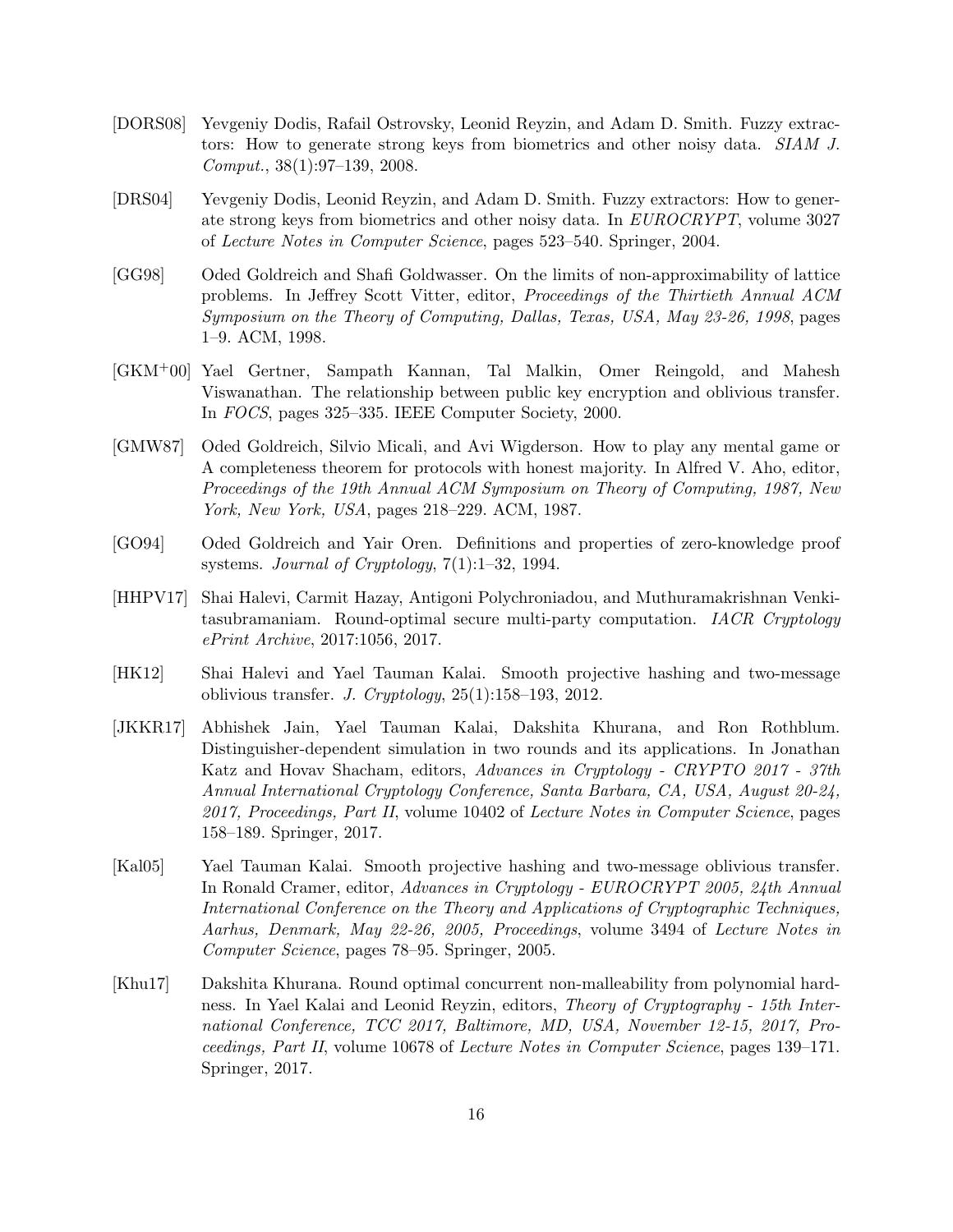[DORS08] Yevgeniy Dodis, Rafail Ostrovsky, Leonid Reyzin, and Adam D. Smith. Fuzzy extractors: How to generate strong keys from biometrics and other noisy data. *SIAM J. Comput.*, 38(1):97–139, 2008.

[DRS04] Yevgeniy Dodis, Leonid Reyzin, and Adam D. Smith. Fuzzy extractors: How to generate strong keys from biometrics and other noisy data. In *EUROCRYPT*, volume 3027 of *Lecture Notes in Computer Science*, pages 523–540. Springer, 2004.

[GG98] Oded Goldreich and Shafi Goldwasser. On the limits of non-approximability of lattice problems. In Jeffrey Scott Vitter, editor, *Proceedings of the Thirtieth Annual ACM Symposium on the Theory of Computing, Dallas, Texas, USA, May 23-26, 1998*, pages 1–9. ACM, 1998.

[GKM+00] Yael Gertner, Sampath Kannan, Tal Malkin, Omer Reingold, and Mahesh Viswanathan. The relationship between public key encryption and oblivious transfer. In *FOCS*, pages 325–335. IEEE Computer Society, 2000.

[GMW87] Oded Goldreich, Silvio Micali, and Avi Wigderson. How to play any mental game or A completeness theorem for protocols with honest majority. In Alfred V. Aho, editor, *Proceedings of the 19th Annual ACM Symposium on Theory of Computing, 1987, New York, New York, USA*, pages 218–229. ACM, 1987.

[GO94] Oded Goldreich and Yair Oren. Definitions and properties of zero-knowledge proof systems. *Journal of Cryptology*, 7(1):1–32, 1994.

[HHPV17] Shai Halevi, Carmit Hazay, Antigoni Polychroniadou, and Muthuramakrishnan Venkitasubramaniam. Round-optimal secure multi-party computation. *IACR Cryptology ePrint Archive*, 2017:1056, 2017.

[HK12] Shai Halevi and Yael Tauman Kalai. Smooth projective hashing and two-message oblivious transfer. *J. Cryptology*, 25(1):158–193, 2012.

[JKKR17] Abhishek Jain, Yael Tauman Kalai, Dakshita Khurana, and Ron Rothblum. Distinguisher-dependent simulation in two rounds and its applications. In Jonathan Katz and Hovav Shacham, editors, *Advances in Cryptology - CRYPTO 2017 - 37th Annual International Cryptology Conference, Santa Barbara, CA, USA, August 20-24, 2017, Proceedings, Part II*, volume 10402 of *Lecture Notes in Computer Science*, pages 158–189. Springer, 2017.

[Kal05] Yael Tauman Kalai. Smooth projective hashing and two-message oblivious transfer. In Ronald Cramer, editor, *Advances in Cryptology - EUROCRYPT 2005, 24th Annual International Conference on the Theory and Applications of Cryptographic Techniques, Aarhus, Denmark, May 22-26, 2005, Proceedings*, volume 3494 of *Lecture Notes in Computer Science*, pages 78–95. Springer, 2005.

[Khu17] Dakshita Khurana. Round optimal concurrent non-malleability from polynomial hardness. In Yael Kalai and Leonid Reyzin, editors, *Theory of Cryptography - 15th International Conference, TCC 2017, Baltimore, MD, USA, November 12-15, 2017, Proceedings, Part II*, volume 10678 of *Lecture Notes in Computer Science*, pages 139–171. Springer, 2017.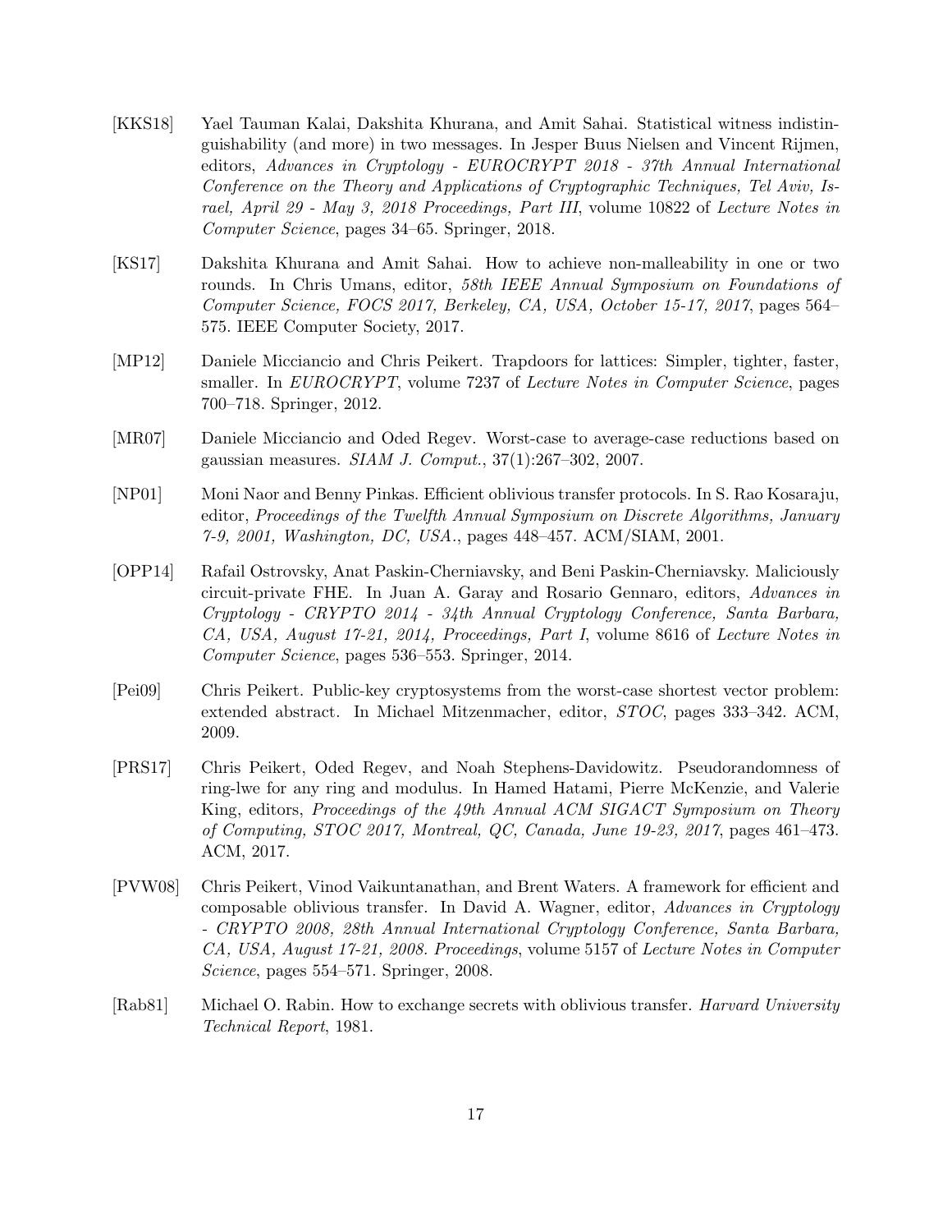[KKS18] Yael Tauman Kalai, Dakshita Khurana, and Amit Sahai. Statistical witness indistinguishability (and more) in two messages. In Jesper Buus Nielsen and Vincent Rijmen, editors, *Advances in Cryptology - EUROCRYPT 2018 - 37th Annual International Conference on the Theory and Applications of Cryptographic Techniques, Tel Aviv, Israel, April 29 - May 3, 2018 Proceedings, Part III*, volume 10822 of *Lecture Notes in Computer Science*, pages 34–65. Springer, 2018.

[KS17] Dakshita Khurana and Amit Sahai. How to achieve non-malleability in one or two rounds. In Chris Umans, editor, *58th IEEE Annual Symposium on Foundations of Computer Science, FOCS 2017, Berkeley, CA, USA, October 15-17, 2017*, pages 564–575. IEEE Computer Society, 2017.

[MP12] Daniele Micciancio and Chris Peikert. Trapdoors for lattices: Simpler, tighter, faster, smaller. In *EUROCRYPT*, volume 7237 of *Lecture Notes in Computer Science*, pages 700–718. Springer, 2012.

[MR07] Daniele Micciancio and Oded Regev. Worst-case to average-case reductions based on gaussian measures. *SIAM J. Comput.*, 37(1):267–302, 2007.

[NP01] Moni Naor and Benny Pinkas. Efficient oblivious transfer protocols. In S. Rao Kosaraju, editor, *Proceedings of the Twelfth Annual Symposium on Discrete Algorithms, January 7-9, 2001, Washington, DC, USA.*, pages 448–457. ACM/SIAM, 2001.

[OPP14] Rafail Ostrovsky, Anat Paskin-Cherniavsky, and Beni Paskin-Cherniavsky. Maliciously circuit-private FHE. In Juan A. Garay and Rosario Gennaro, editors, *Advances in Cryptology - CRYPTO 2014 - 34th Annual Cryptology Conference, Santa Barbara, CA, USA, August 17-21, 2014, Proceedings, Part I*, volume 8616 of *Lecture Notes in Computer Science*, pages 536–553. Springer, 2014.

[Pei09] Chris Peikert. Public-key cryptosystems from the worst-case shortest vector problem: extended abstract. In Michael Mitzenmacher, editor, *STOC*, pages 333–342. ACM, 2009.

[PRS17] Chris Peikert, Oded Regev, and Noah Stephens-Davidowitz. Pseudorandomness of ring-lwe for any ring and modulus. In Hamed Hatami, Pierre McKenzie, and Valerie King, editors, *Proceedings of the 49th Annual ACM SIGACT Symposium on Theory of Computing, STOC 2017, Montreal, QC, Canada, June 19-23, 2017*, pages 461–473. ACM, 2017.

[PVW08] Chris Peikert, Vinod Vaikuntanathan, and Brent Waters. A framework for efficient and composable oblivious transfer. In David A. Wagner, editor, *Advances in Cryptology - CRYPTO 2008, 28th Annual International Cryptology Conference, Santa Barbara, CA, USA, August 17-21, 2008. Proceedings*, volume 5157 of *Lecture Notes in Computer Science*, pages 554–571. Springer, 2008.

[Rab81] Michael O. Rabin. How to exchange secrets with oblivious transfer. *Harvard University Technical Report*, 1981.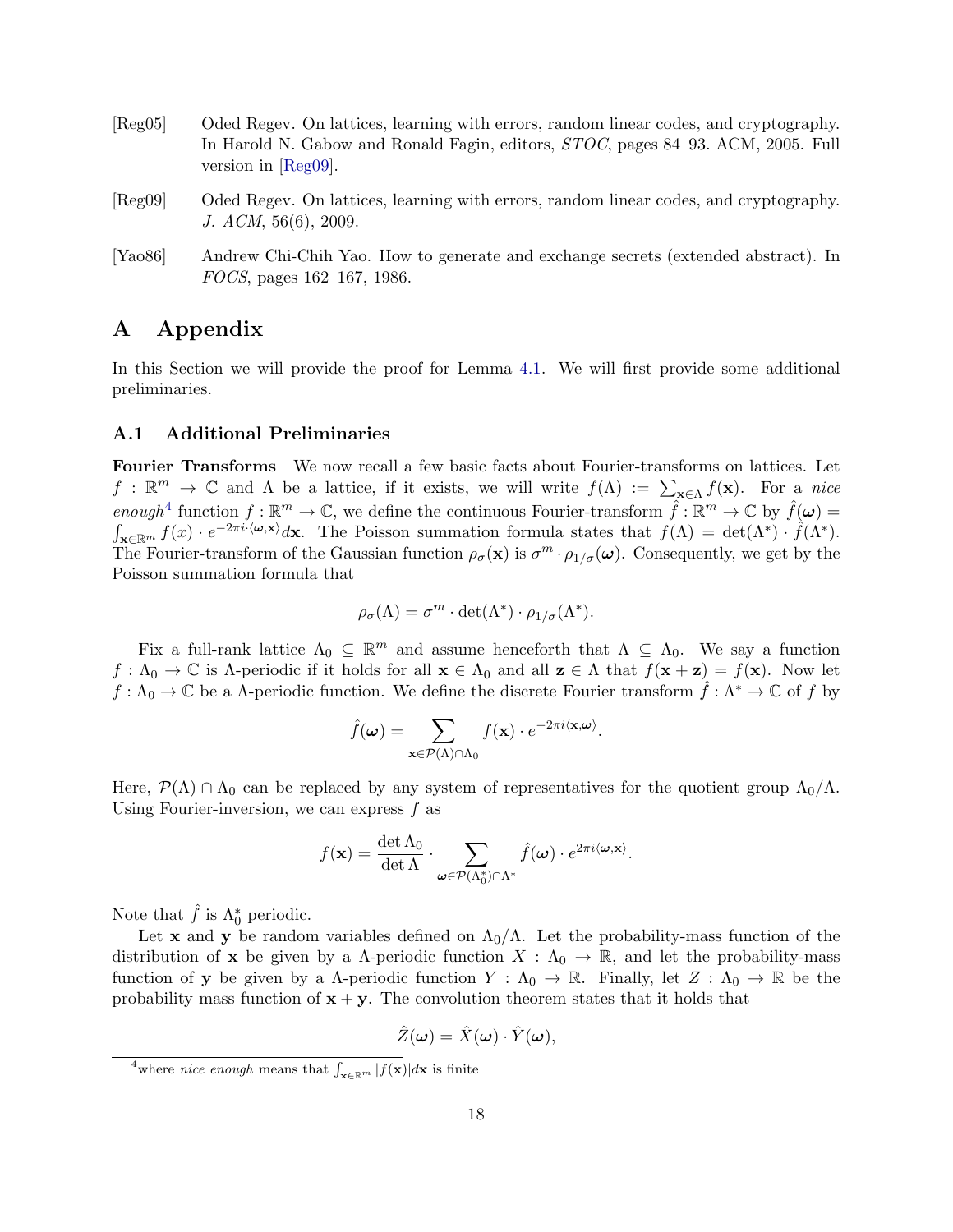[Reg05] Oded Regev. On lattices, learning with errors, random linear codes, and cryptography. In Harold N. Gabow and Ronald Fagin, editors, *STOC*, pages 84–93. ACM, 2005. Full version in [Reg09].

[Reg09] Oded Regev. On lattices, learning with errors, random linear codes, and cryptography. *J. ACM*, 56(6), 2009.

[Yao86] Andrew Chi-Chih Yao. How to generate and exchange secrets (extended abstract). In *FOCS*, pages 162–167, 1986.

# A Appendix

In this Section we will provide the proof for Lemma 4.1. We will first provide some additional preliminaries.

## A.1 Additional Preliminaries

**Fourier Transforms** We now recall a few basic facts about Fourier-transforms on lattices. Let $f : \mathbb{R}^m \to \mathbb{C}$ and $\Lambda$ be a lattice, if it exists, we will write $f(\Lambda) := \sum_{\mathbf{x} \in \Lambda} f(\mathbf{x})$. For a *nice enough*[4] function $f : \mathbb{R}^m \to \mathbb{C}$, we define the continuous Fourier-transform $\hat{f} : \mathbb{R}^m \to \mathbb{C}$ by $\hat{f}(\boldsymbol{\omega}) = \int_{\mathbf{x} \in \mathbb{R}^m} f(x) \cdot e^{-2\pi i \cdot \langle \boldsymbol{\omega}, \mathbf{x} \rangle} d\mathbf{x}$. The Poisson summation formula states that $f(\Lambda) = \det(\Lambda^*) \cdot \hat{f}(\Lambda^*)$. The Fourier-transform of the Gaussian function $\rho_\sigma(\mathbf{x})$ is $\sigma^m \cdot \rho_{1/\sigma}(\boldsymbol{\omega})$. Consequently, we get by the Poisson summation formula that

$$\rho_\sigma(\Lambda) = \sigma^m \cdot \det(\Lambda^*) \cdot \rho_{1/\sigma}(\Lambda^*).$$

Fix a full-rank lattice $\Lambda_0 \subseteq \mathbb{R}^m$ and assume henceforth that $\Lambda \subseteq \Lambda_0$. We say a function $f : \Lambda_0 \to \mathbb{C}$ is $\Lambda$-periodic if it holds for all $\mathbf{x} \in \Lambda_0$ and all $\mathbf{z} \in \Lambda$ that $f(\mathbf{x} + \mathbf{z}) = f(\mathbf{x})$. Now let $f : \Lambda_0 \to \mathbb{C}$ be a $\Lambda$-periodic function. We define the discrete Fourier transform $\hat{f} : \Lambda^* \to \mathbb{C}$ of $f$ by

$$\hat{f}(\boldsymbol{\omega}) = \sum_{\mathbf{x} \in \mathcal{P}(\Lambda) \cap \Lambda_0} f(\mathbf{x}) \cdot e^{-2\pi i \langle \mathbf{x}, \boldsymbol{\omega} \rangle}.$$

Here, $\mathcal{P}(\Lambda) \cap \Lambda_0$ can be replaced by any system of representatives for the quotient group $\Lambda_0/\Lambda$. Using Fourier-inversion, we can express $f$ as

$$f(\mathbf{x}) = \frac{\det \Lambda_0}{\det \Lambda} \cdot \sum_{\boldsymbol{\omega} \in \mathcal{P}(\Lambda_0^*) \cap \Lambda^*} \hat{f}(\boldsymbol{\omega}) \cdot e^{2\pi i \langle \boldsymbol{\omega}, \mathbf{x} \rangle}.$$

Note that $\hat{f}$ is $\Lambda_0^*$ periodic.

Let $\mathbf{x}$ and $\mathbf{y}$ be random variables defined on $\Lambda_0/\Lambda$. Let the probability-mass function of the distribution of $\mathbf{x}$ be given by a $\Lambda$-periodic function $X : \Lambda_0 \to \mathbb{R}$, and let the probability-mass function of $\mathbf{y}$ be given by a $\Lambda$-periodic function $Y : \Lambda_0 \to \mathbb{R}$. Finally, let $Z : \Lambda_0 \to \mathbb{R}$ be the probability mass function of $\mathbf{x} + \mathbf{y}$. The convolution theorem states that it holds that

$$\hat{Z}(\boldsymbol{\omega}) = \hat{X}(\boldsymbol{\omega}) \cdot \hat{Y}(\boldsymbol{\omega}),$$

[4] where *nice enough* means that $\int_{\mathbf{x} \in \mathbb{R}^m} |f(\mathbf{x})| d\mathbf{x}$ is finite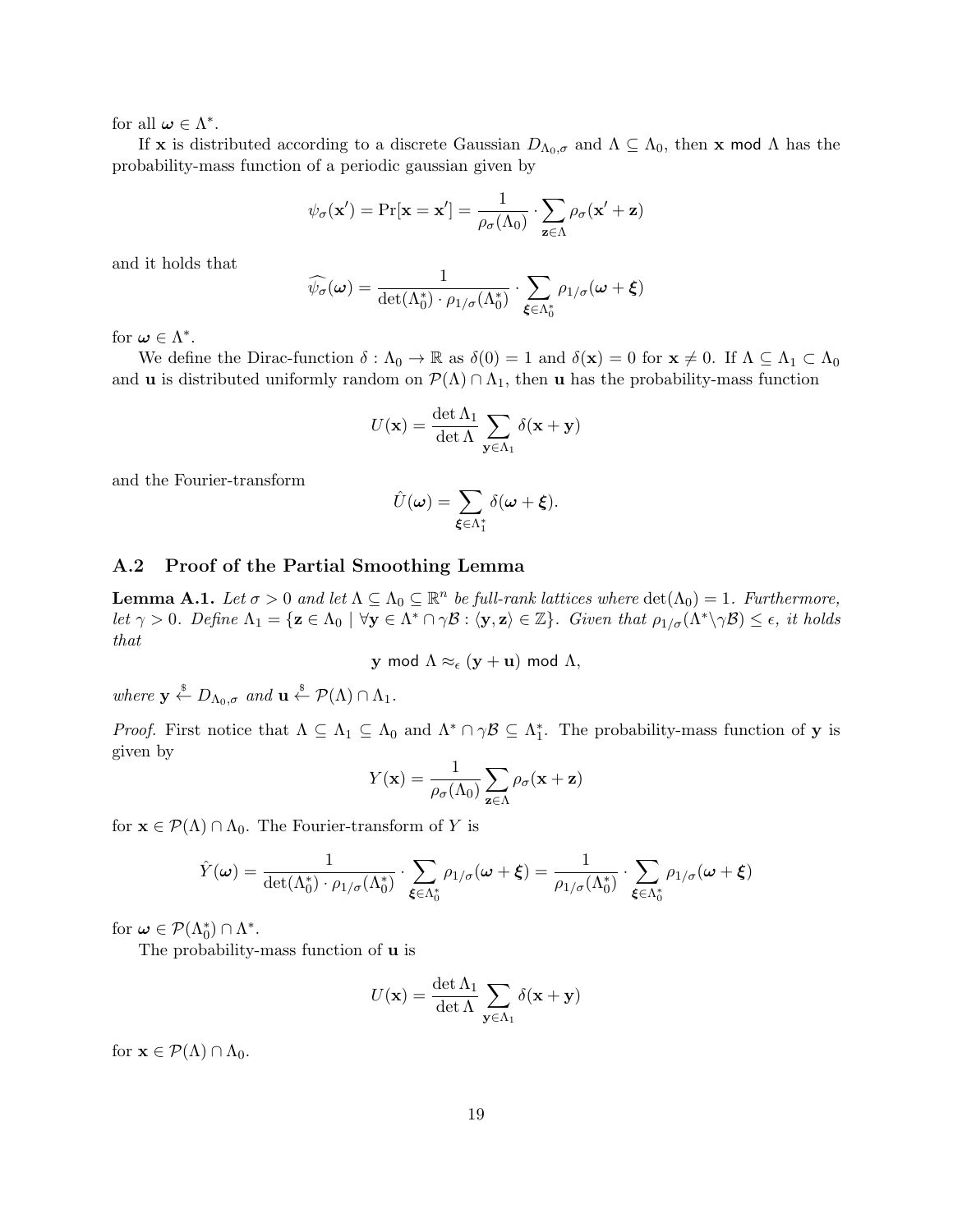for all $\boldsymbol{\omega} \in \Lambda^*$.

If $\mathbf{x}$ is distributed according to a discrete Gaussian $D_{\Lambda_0,\sigma}$ and $\Lambda \subseteq \Lambda_0$, then $\mathbf{x} \bmod \Lambda$ has the probability-mass function of a periodic gaussian given by

$$\psi_\sigma(\mathbf{x}') = \Pr[\mathbf{x} = \mathbf{x}'] = \frac{1}{\rho_\sigma(\Lambda_0)} \cdot \sum_{\mathbf{z} \in \Lambda} \rho_\sigma(\mathbf{x}' + \mathbf{z})$$

and it holds that

$$\widehat{\psi_\sigma}(\boldsymbol{\omega}) = \frac{1}{\det(\Lambda_0^*) \cdot \rho_{1/\sigma}(\Lambda_0^*)} \cdot \sum_{\boldsymbol{\xi} \in \Lambda_0^*} \rho_{1/\sigma}(\boldsymbol{\omega} + \boldsymbol{\xi})$$

for $\boldsymbol{\omega} \in \Lambda^*$.

We define the Dirac-function $\delta : \Lambda_0 \to \mathbb{R}$ as $\delta(0) = 1$ and $\delta(\mathbf{x}) = 0$ for $\mathbf{x} \neq 0$. If $\Lambda \subseteq \Lambda_1 \subset \Lambda_0$ and $\mathbf{u}$ is distributed uniformly random on $\mathcal{P}(\Lambda) \cap \Lambda_1$, then $\mathbf{u}$ has the probability-mass function

$$U(\mathbf{x}) = \frac{\det \Lambda_1}{\det \Lambda} \sum_{\mathbf{y} \in \Lambda_1} \delta(\mathbf{x} + \mathbf{y})$$

and the Fourier-transform

$$\hat{U}(\boldsymbol{\omega}) = \sum_{\boldsymbol{\xi} \in \Lambda_1^*} \delta(\boldsymbol{\omega} + \boldsymbol{\xi}).$$

### A.2 Proof of the Partial Smoothing Lemma

**Lemma A.1.** *Let $\sigma > 0$ and let $\Lambda \subseteq \Lambda_0 \subseteq \mathbb{R}^n$ be full-rank lattices where $\det(\Lambda_0) = 1$. Furthermore, let $\gamma > 0$. Define $\Lambda_1 = \{\mathbf{z} \in \Lambda_0 \mid \forall \mathbf{y} \in \Lambda^* \cap \gamma\mathcal{B} : \langle \mathbf{y}, \mathbf{z} \rangle \in \mathbb{Z}\}$. Given that $\rho_{1/\sigma}(\Lambda^* \backslash \gamma\mathcal{B}) \leq \epsilon$, it holds that*

$$\mathbf{y} \bmod \Lambda \approx_\epsilon (\mathbf{y} + \mathbf{u}) \bmod \Lambda,$$

*where $\mathbf{y} \xleftarrow{\$} D_{\Lambda_0,\sigma}$ and $\mathbf{u} \xleftarrow{\$} \mathcal{P}(\Lambda) \cap \Lambda_1$.*

*Proof.* First notice that $\Lambda \subseteq \Lambda_1 \subseteq \Lambda_0$ and $\Lambda^* \cap \gamma\mathcal{B} \subseteq \Lambda_1^*$. The probability-mass function of $\mathbf{y}$ is given by

$$Y(\mathbf{x}) = \frac{1}{\rho_\sigma(\Lambda_0)} \sum_{\mathbf{z} \in \Lambda} \rho_\sigma(\mathbf{x} + \mathbf{z})$$

for $\mathbf{x} \in \mathcal{P}(\Lambda) \cap \Lambda_0$. The Fourier-transform of $Y$ is

$$\hat{Y}(\boldsymbol{\omega}) = \frac{1}{\det(\Lambda_0^*) \cdot \rho_{1/\sigma}(\Lambda_0^*)} \cdot \sum_{\boldsymbol{\xi} \in \Lambda_0^*} \rho_{1/\sigma}(\boldsymbol{\omega} + \boldsymbol{\xi}) = \frac{1}{\rho_{1/\sigma}(\Lambda_0^*)} \cdot \sum_{\boldsymbol{\xi} \in \Lambda_0^*} \rho_{1/\sigma}(\boldsymbol{\omega} + \boldsymbol{\xi})$$

for $\boldsymbol{\omega} \in \mathcal{P}(\Lambda_0^*) \cap \Lambda^*$.

The probability-mass function of $\mathbf{u}$ is

$$U(\mathbf{x}) = \frac{\det \Lambda_1}{\det \Lambda} \sum_{\mathbf{y} \in \Lambda_1} \delta(\mathbf{x} + \mathbf{y})$$

for $\mathbf{x} \in \mathcal{P}(\Lambda) \cap \Lambda_0$.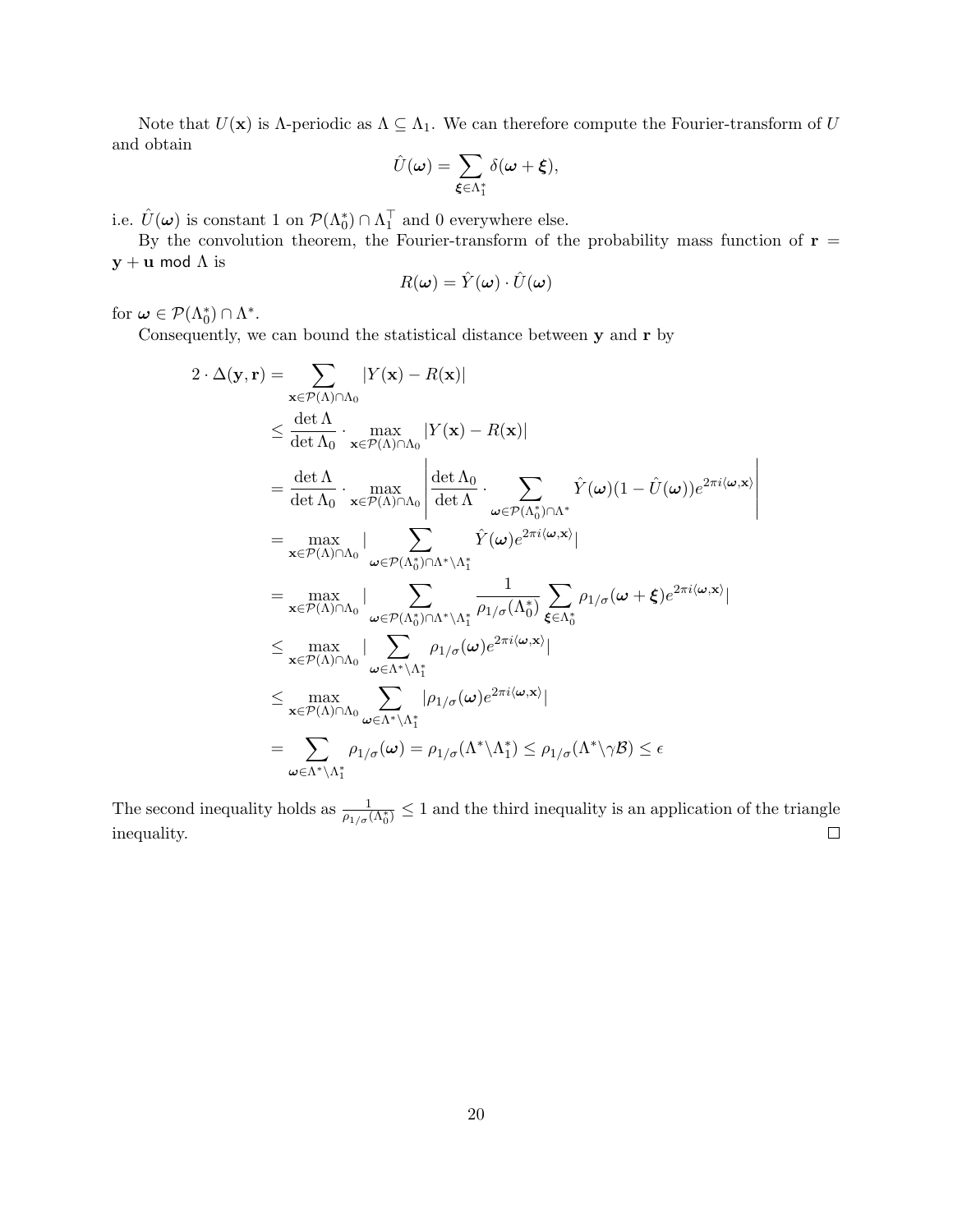Note that $U(\mathbf{x})$ is $\Lambda$-periodic as $\Lambda \subseteq \Lambda_1$. We can therefore compute the Fourier-transform of $U$ and obtain

$$\hat{U}(\boldsymbol{\omega}) = \sum_{\boldsymbol{\xi} \in \Lambda_1^*} \delta(\boldsymbol{\omega} + \boldsymbol{\xi}),$$

i.e. $\hat{U}(\boldsymbol{\omega})$ is constant 1 on $\mathcal{P}(\Lambda_0^*) \cap \Lambda_1^\top$ and 0 everywhere else.

By the convolution theorem, the Fourier-transform of the probability mass function of $\mathbf{r} = \mathbf{y} + \mathbf{u} \bmod \Lambda$ is

$$R(\boldsymbol{\omega}) = \hat{Y}(\boldsymbol{\omega}) \cdot \hat{U}(\boldsymbol{\omega})$$

for $\boldsymbol{\omega} \in \mathcal{P}(\Lambda_0^*) \cap \Lambda^*$.

Consequently, we can bound the statistical distance between $\mathbf{y}$ and $\mathbf{r}$ by

$$
\begin{aligned}
2 \cdot \Delta(\mathbf{y}, \mathbf{r}) &= \sum_{\mathbf{x} \in \mathcal{P}(\Lambda) \cap \Lambda_0} |Y(\mathbf{x}) - R(\mathbf{x})| \\
&\leq \frac{\det \Lambda}{\det \Lambda_0} \cdot \max_{\mathbf{x} \in \mathcal{P}(\Lambda) \cap \Lambda_0} |Y(\mathbf{x}) - R(\mathbf{x})| \\
&= \frac{\det \Lambda}{\det \Lambda_0} \cdot \max_{\mathbf{x} \in \mathcal{P}(\Lambda) \cap \Lambda_0} \left| \frac{\det \Lambda_0}{\det \Lambda} \cdot \sum_{\boldsymbol{\omega} \in \mathcal{P}(\Lambda_0^*) \cap \Lambda^*} \hat{Y}(\boldsymbol{\omega})(1 - \hat{U}(\boldsymbol{\omega})) e^{2\pi i \langle \boldsymbol{\omega}, \mathbf{x} \rangle} \right| \\
&= \max_{\mathbf{x} \in \mathcal{P}(\Lambda) \cap \Lambda_0} \Big| \sum_{\boldsymbol{\omega} \in \mathcal{P}(\Lambda_0^*) \cap \Lambda^* \setminus \Lambda_1^*} \hat{Y}(\boldsymbol{\omega}) e^{2\pi i \langle \boldsymbol{\omega}, \mathbf{x} \rangle} \Big| \\
&= \max_{\mathbf{x} \in \mathcal{P}(\Lambda) \cap \Lambda_0} \Big| \sum_{\boldsymbol{\omega} \in \mathcal{P}(\Lambda_0^*) \cap \Lambda^* \setminus \Lambda_1^*} \frac{1}{\rho_{1/\sigma}(\Lambda_0^*)} \sum_{\boldsymbol{\xi} \in \Lambda_0^*} \rho_{1/\sigma}(\boldsymbol{\omega} + \boldsymbol{\xi}) e^{2\pi i \langle \boldsymbol{\omega}, \mathbf{x} \rangle} \Big| \\
&\leq \max_{\mathbf{x} \in \mathcal{P}(\Lambda) \cap \Lambda_0} \Big| \sum_{\boldsymbol{\omega} \in \Lambda^* \setminus \Lambda_1^*} \rho_{1/\sigma}(\boldsymbol{\omega}) e^{2\pi i \langle \boldsymbol{\omega}, \mathbf{x} \rangle} \Big| \\
&\leq \max_{\mathbf{x} \in \mathcal{P}(\Lambda) \cap \Lambda_0} \sum_{\boldsymbol{\omega} \in \Lambda^* \setminus \Lambda_1^*} |\rho_{1/\sigma}(\boldsymbol{\omega}) e^{2\pi i \langle \boldsymbol{\omega}, \mathbf{x} \rangle}| \\
&= \sum_{\boldsymbol{\omega} \in \Lambda^* \setminus \Lambda_1^*} \rho_{1/\sigma}(\boldsymbol{\omega}) = \rho_{1/\sigma}(\Lambda^* \setminus \Lambda_1^*) \leq \rho_{1/\sigma}(\Lambda^* \setminus \gamma \mathcal{B}) \leq \epsilon
\end{aligned}
$$

The second inequality holds as $\frac{1}{\rho_{1/\sigma}(\Lambda_0^*)} \leq 1$ and the third inequality is an application of the triangle inequality. $\square$